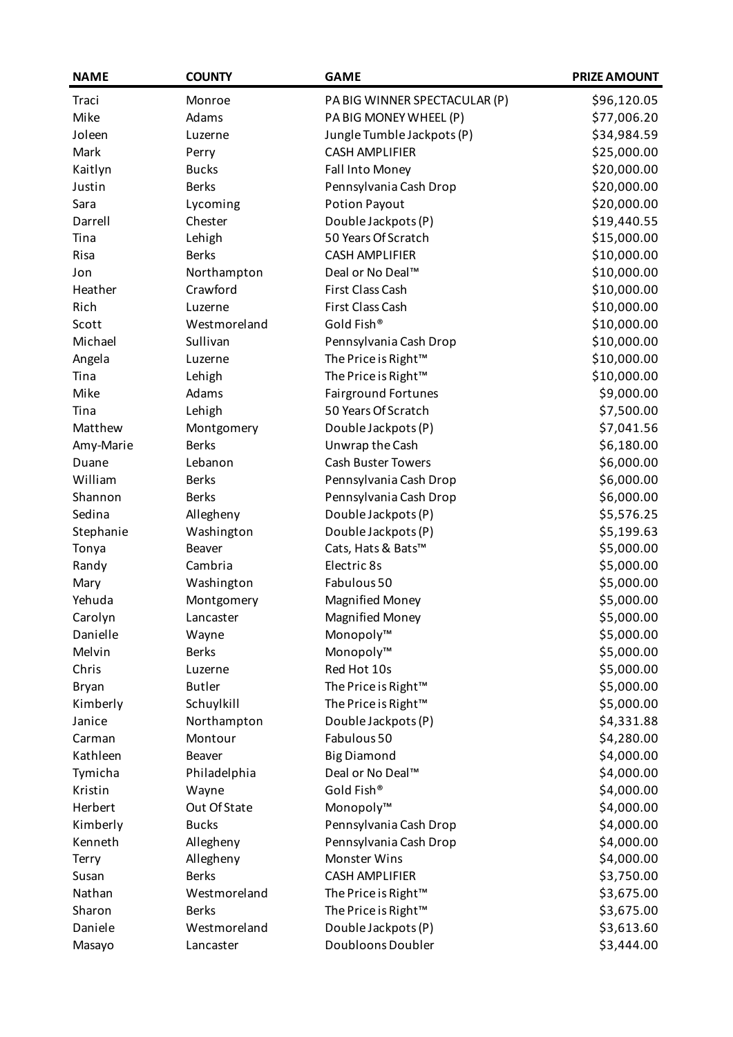| NAME | COUNTY | GAME | PRIZE AMOUNT |
| --- | --- | --- | --- |
| Traci | Monroe | PA BIG WINNER SPECTACULAR (P) | $96,120.05 |
| Mike | Adams | PA BIG MONEY WHEEL (P) | $77,006.20 |
| Joleen | Luzerne | Jungle Tumble Jackpots (P) | $34,984.59 |
| Mark | Perry | CASH AMPLIFIER | $25,000.00 |
| Kaitlyn | Bucks | Fall Into Money | $20,000.00 |
| Justin | Berks | Pennsylvania Cash Drop | $20,000.00 |
| Sara | Lycoming | Potion Payout | $20,000.00 |
| Darrell | Chester | Double Jackpots (P) | $19,440.55 |
| Tina | Lehigh | 50 Years Of Scratch | $15,000.00 |
| Risa | Berks | CASH AMPLIFIER | $10,000.00 |
| Jon | Northampton | Deal or No Deal™ | $10,000.00 |
| Heather | Crawford | First Class Cash | $10,000.00 |
| Rich | Luzerne | First Class Cash | $10,000.00 |
| Scott | Westmoreland | Gold Fish® | $10,000.00 |
| Michael | Sullivan | Pennsylvania Cash Drop | $10,000.00 |
| Angela | Luzerne | The Price is Right™ | $10,000.00 |
| Tina | Lehigh | The Price is Right™ | $10,000.00 |
| Mike | Adams | Fairground Fortunes | $9,000.00 |
| Tina | Lehigh | 50 Years Of Scratch | $7,500.00 |
| Matthew | Montgomery | Double Jackpots (P) | $7,041.56 |
| Amy-Marie | Berks | Unwrap the Cash | $6,180.00 |
| Duane | Lebanon | Cash Buster Towers | $6,000.00 |
| William | Berks | Pennsylvania Cash Drop | $6,000.00 |
| Shannon | Berks | Pennsylvania Cash Drop | $6,000.00 |
| Sedina | Allegheny | Double Jackpots (P) | $5,576.25 |
| Stephanie | Washington | Double Jackpots (P) | $5,199.63 |
| Tonya | Beaver | Cats, Hats & Bats™ | $5,000.00 |
| Randy | Cambria | Electric 8s | $5,000.00 |
| Mary | Washington | Fabulous 50 | $5,000.00 |
| Yehuda | Montgomery | Magnified Money | $5,000.00 |
| Carolyn | Lancaster | Magnified Money | $5,000.00 |
| Danielle | Wayne | Monopoly™ | $5,000.00 |
| Melvin | Berks | Monopoly™ | $5,000.00 |
| Chris | Luzerne | Red Hot 10s | $5,000.00 |
| Bryan | Butler | The Price is Right™ | $5,000.00 |
| Kimberly | Schuylkill | The Price is Right™ | $5,000.00 |
| Janice | Northampton | Double Jackpots (P) | $4,331.88 |
| Carman | Montour | Fabulous 50 | $4,280.00 |
| Kathleen | Beaver | Big Diamond | $4,000.00 |
| Tymicha | Philadelphia | Deal or No Deal™ | $4,000.00 |
| Kristin | Wayne | Gold Fish® | $4,000.00 |
| Herbert | Out Of State | Monopoly™ | $4,000.00 |
| Kimberly | Bucks | Pennsylvania Cash Drop | $4,000.00 |
| Kenneth | Allegheny | Pennsylvania Cash Drop | $4,000.00 |
| Terry | Allegheny | Monster Wins | $4,000.00 |
| Susan | Berks | CASH AMPLIFIER | $3,750.00 |
| Nathan | Westmoreland | The Price is Right™ | $3,675.00 |
| Sharon | Berks | The Price is Right™ | $3,675.00 |
| Daniele | Westmoreland | Double Jackpots (P) | $3,613.60 |
| Masayo | Lancaster | Doubloons Doubler | $3,444.00 |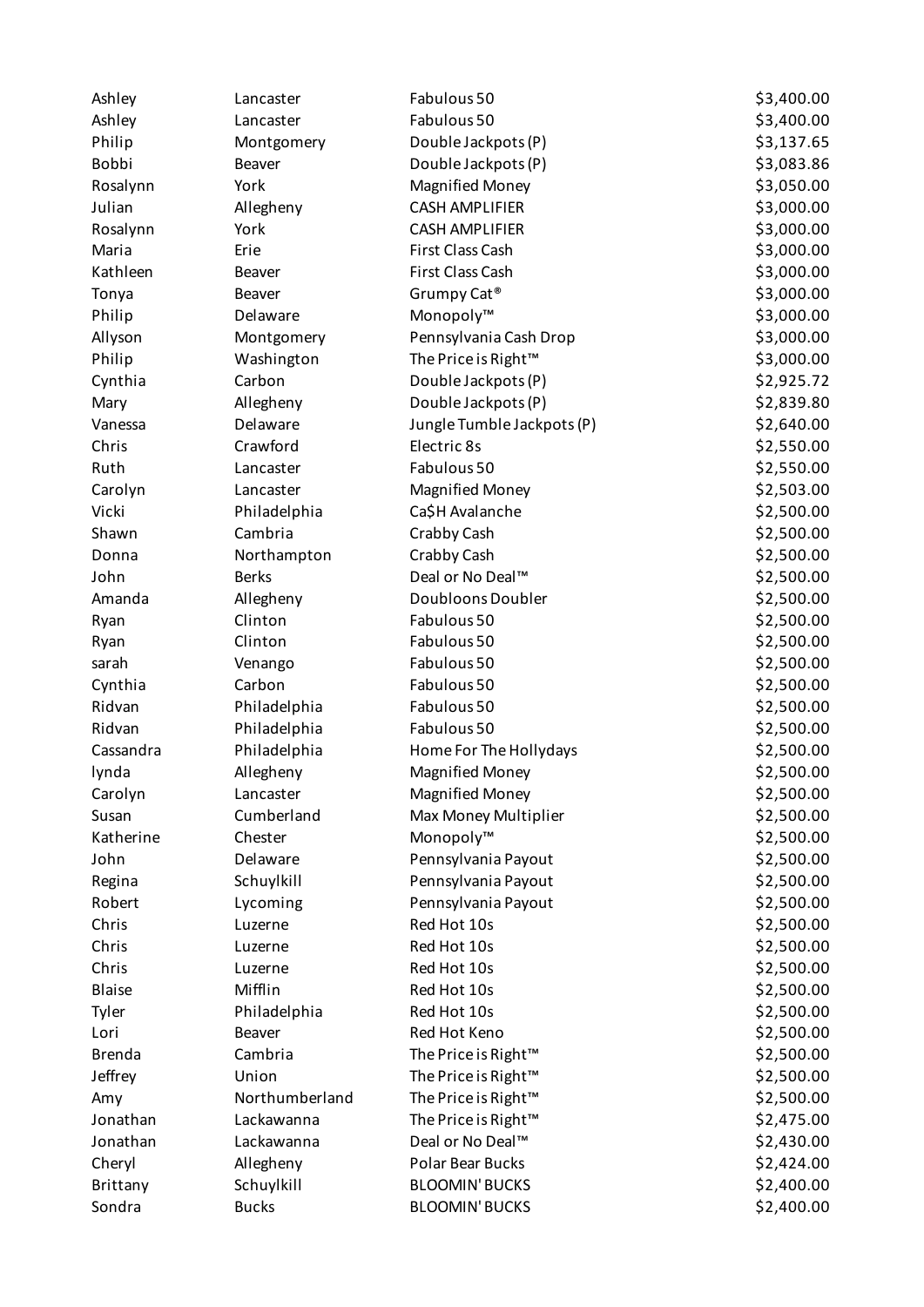| | | | |
|---|---|---|---|
| Ashley | Lancaster | Fabulous 50 | $3,400.00 |
| Ashley | Lancaster | Fabulous 50 | $3,400.00 |
| Philip | Montgomery | Double Jackpots (P) | $3,137.65 |
| Bobbi | Beaver | Double Jackpots (P) | $3,083.86 |
| Rosalynn | York | Magnified Money | $3,050.00 |
| Julian | Allegheny | CASH AMPLIFIER | $3,000.00 |
| Rosalynn | York | CASH AMPLIFIER | $3,000.00 |
| Maria | Erie | First Class Cash | $3,000.00 |
| Kathleen | Beaver | First Class Cash | $3,000.00 |
| Tonya | Beaver | Grumpy Cat® | $3,000.00 |
| Philip | Delaware | Monopoly™ | $3,000.00 |
| Allyson | Montgomery | Pennsylvania Cash Drop | $3,000.00 |
| Philip | Washington | The Price is Right™ | $3,000.00 |
| Cynthia | Carbon | Double Jackpots (P) | $2,925.72 |
| Mary | Allegheny | Double Jackpots (P) | $2,839.80 |
| Vanessa | Delaware | Jungle Tumble Jackpots (P) | $2,640.00 |
| Chris | Crawford | Electric 8s | $2,550.00 |
| Ruth | Lancaster | Fabulous 50 | $2,550.00 |
| Carolyn | Lancaster | Magnified Money | $2,503.00 |
| Vicki | Philadelphia | Ca$H Avalanche | $2,500.00 |
| Shawn | Cambria | Crabby Cash | $2,500.00 |
| Donna | Northampton | Crabby Cash | $2,500.00 |
| John | Berks | Deal or No Deal™ | $2,500.00 |
| Amanda | Allegheny | Doubloons Doubler | $2,500.00 |
| Ryan | Clinton | Fabulous 50 | $2,500.00 |
| Ryan | Clinton | Fabulous 50 | $2,500.00 |
| sarah | Venango | Fabulous 50 | $2,500.00 |
| Cynthia | Carbon | Fabulous 50 | $2,500.00 |
| Ridvan | Philadelphia | Fabulous 50 | $2,500.00 |
| Ridvan | Philadelphia | Fabulous 50 | $2,500.00 |
| Cassandra | Philadelphia | Home For The Hollydays | $2,500.00 |
| lynda | Allegheny | Magnified Money | $2,500.00 |
| Carolyn | Lancaster | Magnified Money | $2,500.00 |
| Susan | Cumberland | Max Money Multiplier | $2,500.00 |
| Katherine | Chester | Monopoly™ | $2,500.00 |
| John | Delaware | Pennsylvania Payout | $2,500.00 |
| Regina | Schuylkill | Pennsylvania Payout | $2,500.00 |
| Robert | Lycoming | Pennsylvania Payout | $2,500.00 |
| Chris | Luzerne | Red Hot 10s | $2,500.00 |
| Chris | Luzerne | Red Hot 10s | $2,500.00 |
| Chris | Luzerne | Red Hot 10s | $2,500.00 |
| Blaise | Mifflin | Red Hot 10s | $2,500.00 |
| Tyler | Philadelphia | Red Hot 10s | $2,500.00 |
| Lori | Beaver | Red Hot Keno | $2,500.00 |
| Brenda | Cambria | The Price is Right™ | $2,500.00 |
| Jeffrey | Union | The Price is Right™ | $2,500.00 |
| Amy | Northumberland | The Price is Right™ | $2,500.00 |
| Jonathan | Lackawanna | The Price is Right™ | $2,475.00 |
| Jonathan | Lackawanna | Deal or No Deal™ | $2,430.00 |
| Cheryl | Allegheny | Polar Bear Bucks | $2,424.00 |
| Brittany | Schuylkill | BLOOMIN' BUCKS | $2,400.00 |
| Sondra | Bucks | BLOOMIN' BUCKS | $2,400.00 |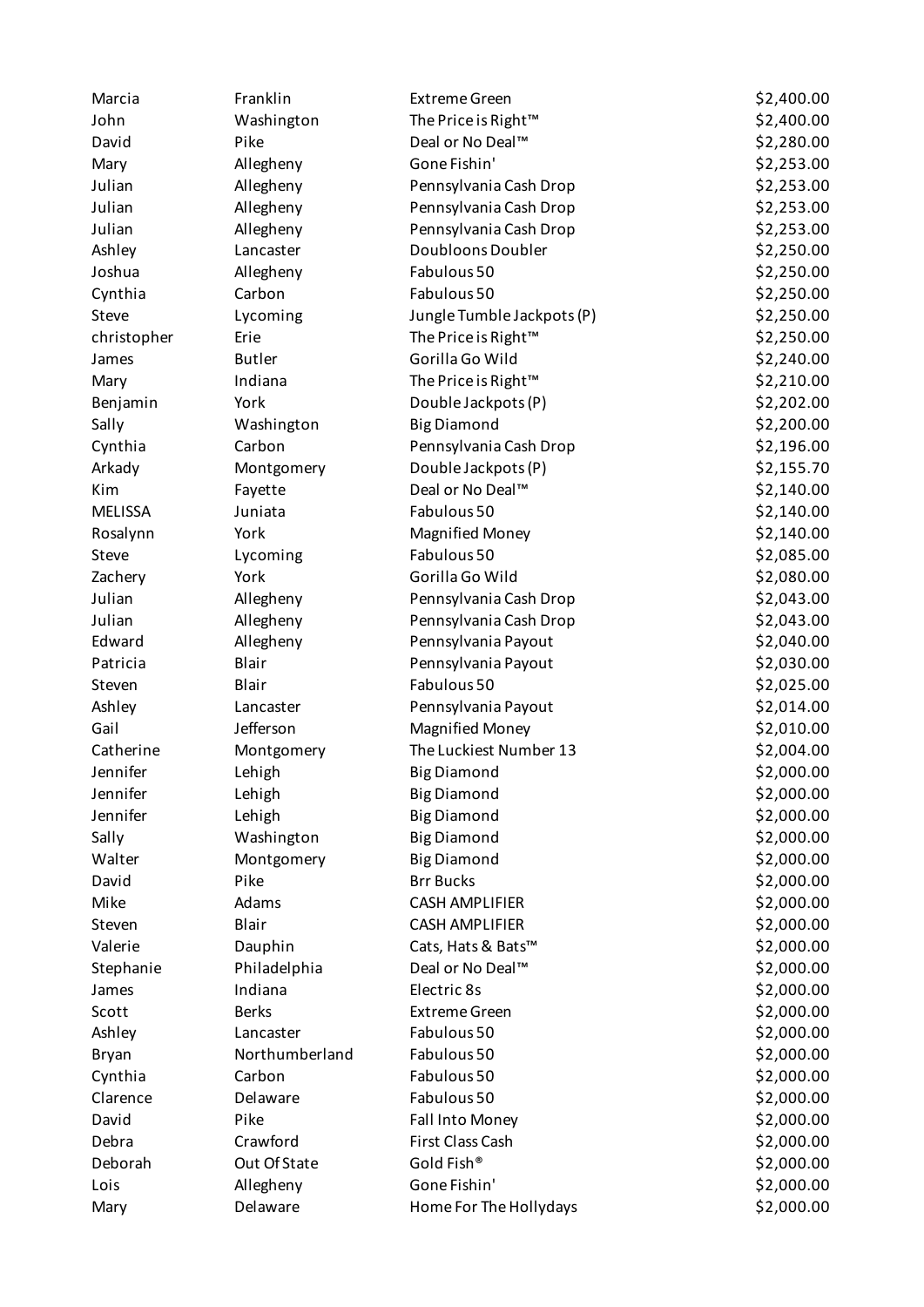| | | | |
|---|---|---|---|
| Marcia | Franklin | Extreme Green | $2,400.00 |
| John | Washington | The Price is Right™ | $2,400.00 |
| David | Pike | Deal or No Deal™ | $2,280.00 |
| Mary | Allegheny | Gone Fishin' | $2,253.00 |
| Julian | Allegheny | Pennsylvania Cash Drop | $2,253.00 |
| Julian | Allegheny | Pennsylvania Cash Drop | $2,253.00 |
| Julian | Allegheny | Pennsylvania Cash Drop | $2,253.00 |
| Ashley | Lancaster | Doubloons Doubler | $2,250.00 |
| Joshua | Allegheny | Fabulous 50 | $2,250.00 |
| Cynthia | Carbon | Fabulous 50 | $2,250.00 |
| Steve | Lycoming | Jungle Tumble Jackpots (P) | $2,250.00 |
| christopher | Erie | The Price is Right™ | $2,250.00 |
| James | Butler | Gorilla Go Wild | $2,240.00 |
| Mary | Indiana | The Price is Right™ | $2,210.00 |
| Benjamin | York | Double Jackpots (P) | $2,202.00 |
| Sally | Washington | Big Diamond | $2,200.00 |
| Cynthia | Carbon | Pennsylvania Cash Drop | $2,196.00 |
| Arkady | Montgomery | Double Jackpots (P) | $2,155.70 |
| Kim | Fayette | Deal or No Deal™ | $2,140.00 |
| MELISSA | Juniata | Fabulous 50 | $2,140.00 |
| Rosalynn | York | Magnified Money | $2,140.00 |
| Steve | Lycoming | Fabulous 50 | $2,085.00 |
| Zachery | York | Gorilla Go Wild | $2,080.00 |
| Julian | Allegheny | Pennsylvania Cash Drop | $2,043.00 |
| Julian | Allegheny | Pennsylvania Cash Drop | $2,043.00 |
| Edward | Allegheny | Pennsylvania Payout | $2,040.00 |
| Patricia | Blair | Pennsylvania Payout | $2,030.00 |
| Steven | Blair | Fabulous 50 | $2,025.00 |
| Ashley | Lancaster | Pennsylvania Payout | $2,014.00 |
| Gail | Jefferson | Magnified Money | $2,010.00 |
| Catherine | Montgomery | The Luckiest Number 13 | $2,004.00 |
| Jennifer | Lehigh | Big Diamond | $2,000.00 |
| Jennifer | Lehigh | Big Diamond | $2,000.00 |
| Jennifer | Lehigh | Big Diamond | $2,000.00 |
| Sally | Washington | Big Diamond | $2,000.00 |
| Walter | Montgomery | Big Diamond | $2,000.00 |
| David | Pike | Brr Bucks | $2,000.00 |
| Mike | Adams | CASH AMPLIFIER | $2,000.00 |
| Steven | Blair | CASH AMPLIFIER | $2,000.00 |
| Valerie | Dauphin | Cats, Hats & Bats™ | $2,000.00 |
| Stephanie | Philadelphia | Deal or No Deal™ | $2,000.00 |
| James | Indiana | Electric 8s | $2,000.00 |
| Scott | Berks | Extreme Green | $2,000.00 |
| Ashley | Lancaster | Fabulous 50 | $2,000.00 |
| Bryan | Northumberland | Fabulous 50 | $2,000.00 |
| Cynthia | Carbon | Fabulous 50 | $2,000.00 |
| Clarence | Delaware | Fabulous 50 | $2,000.00 |
| David | Pike | Fall Into Money | $2,000.00 |
| Debra | Crawford | First Class Cash | $2,000.00 |
| Deborah | Out Of State | Gold Fish® | $2,000.00 |
| Lois | Allegheny | Gone Fishin' | $2,000.00 |
| Mary | Delaware | Home For The Hollydays | $2,000.00 |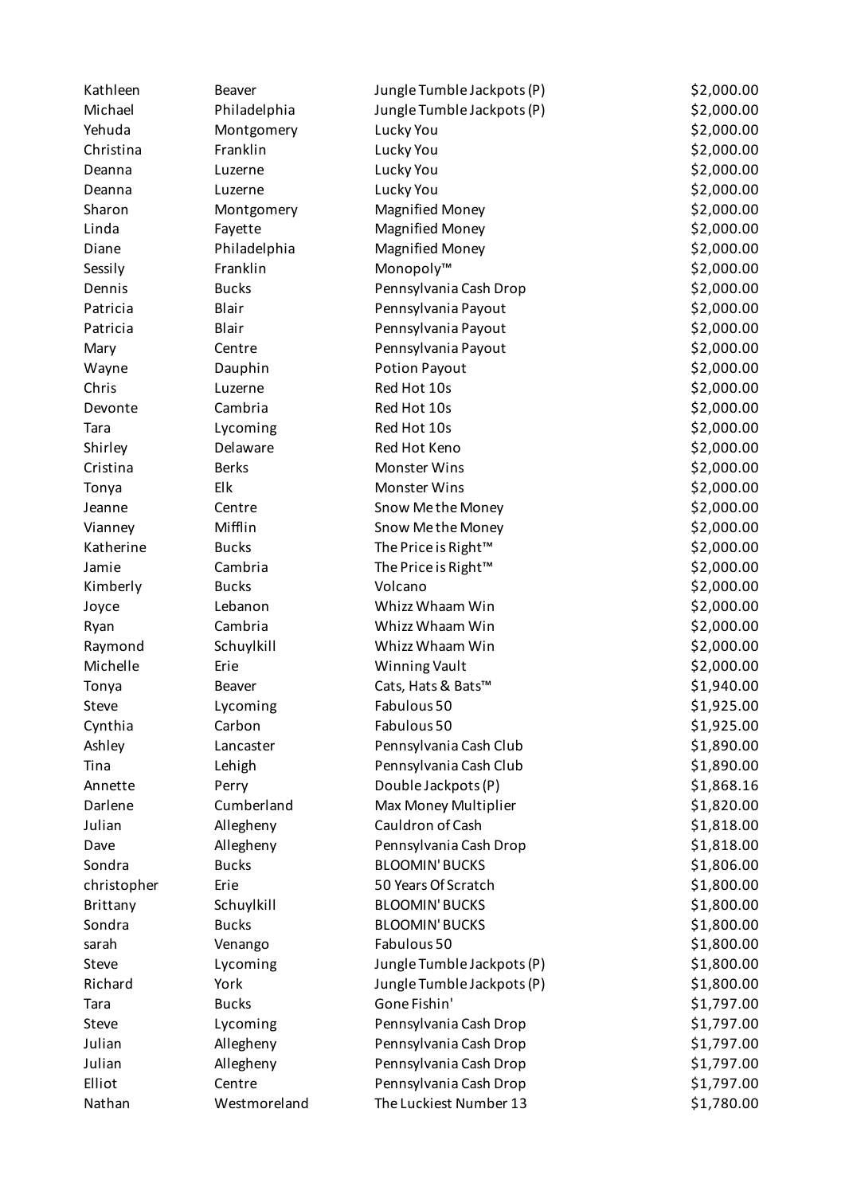| | | | |
|---|---|---|---|
| Kathleen | Beaver | Jungle Tumble Jackpots (P) | $2,000.00 |
| Michael | Philadelphia | Jungle Tumble Jackpots (P) | $2,000.00 |
| Yehuda | Montgomery | Lucky You | $2,000.00 |
| Christina | Franklin | Lucky You | $2,000.00 |
| Deanna | Luzerne | Lucky You | $2,000.00 |
| Deanna | Luzerne | Lucky You | $2,000.00 |
| Sharon | Montgomery | Magnified Money | $2,000.00 |
| Linda | Fayette | Magnified Money | $2,000.00 |
| Diane | Philadelphia | Magnified Money | $2,000.00 |
| Sessily | Franklin | Monopoly™ | $2,000.00 |
| Dennis | Bucks | Pennsylvania Cash Drop | $2,000.00 |
| Patricia | Blair | Pennsylvania Payout | $2,000.00 |
| Patricia | Blair | Pennsylvania Payout | $2,000.00 |
| Mary | Centre | Pennsylvania Payout | $2,000.00 |
| Wayne | Dauphin | Potion Payout | $2,000.00 |
| Chris | Luzerne | Red Hot 10s | $2,000.00 |
| Devonte | Cambria | Red Hot 10s | $2,000.00 |
| Tara | Lycoming | Red Hot 10s | $2,000.00 |
| Shirley | Delaware | Red Hot Keno | $2,000.00 |
| Cristina | Berks | Monster Wins | $2,000.00 |
| Tonya | Elk | Monster Wins | $2,000.00 |
| Jeanne | Centre | Snow Me the Money | $2,000.00 |
| Vianney | Mifflin | Snow Me the Money | $2,000.00 |
| Katherine | Bucks | The Price is Right™ | $2,000.00 |
| Jamie | Cambria | The Price is Right™ | $2,000.00 |
| Kimberly | Bucks | Volcano | $2,000.00 |
| Joyce | Lebanon | Whizz Whaam Win | $2,000.00 |
| Ryan | Cambria | Whizz Whaam Win | $2,000.00 |
| Raymond | Schuylkill | Whizz Whaam Win | $2,000.00 |
| Michelle | Erie | Winning Vault | $2,000.00 |
| Tonya | Beaver | Cats, Hats & Bats™ | $1,940.00 |
| Steve | Lycoming | Fabulous 50 | $1,925.00 |
| Cynthia | Carbon | Fabulous 50 | $1,925.00 |
| Ashley | Lancaster | Pennsylvania Cash Club | $1,890.00 |
| Tina | Lehigh | Pennsylvania Cash Club | $1,890.00 |
| Annette | Perry | Double Jackpots (P) | $1,868.16 |
| Darlene | Cumberland | Max Money Multiplier | $1,820.00 |
| Julian | Allegheny | Cauldron of Cash | $1,818.00 |
| Dave | Allegheny | Pennsylvania Cash Drop | $1,818.00 |
| Sondra | Bucks | BLOOMIN' BUCKS | $1,806.00 |
| christopher | Erie | 50 Years Of Scratch | $1,800.00 |
| Brittany | Schuylkill | BLOOMIN' BUCKS | $1,800.00 |
| Sondra | Bucks | BLOOMIN' BUCKS | $1,800.00 |
| sarah | Venango | Fabulous 50 | $1,800.00 |
| Steve | Lycoming | Jungle Tumble Jackpots (P) | $1,800.00 |
| Richard | York | Jungle Tumble Jackpots (P) | $1,800.00 |
| Tara | Bucks | Gone Fishin' | $1,797.00 |
| Steve | Lycoming | Pennsylvania Cash Drop | $1,797.00 |
| Julian | Allegheny | Pennsylvania Cash Drop | $1,797.00 |
| Julian | Allegheny | Pennsylvania Cash Drop | $1,797.00 |
| Elliot | Centre | Pennsylvania Cash Drop | $1,797.00 |
| Nathan | Westmoreland | The Luckiest Number 13 | $1,780.00 |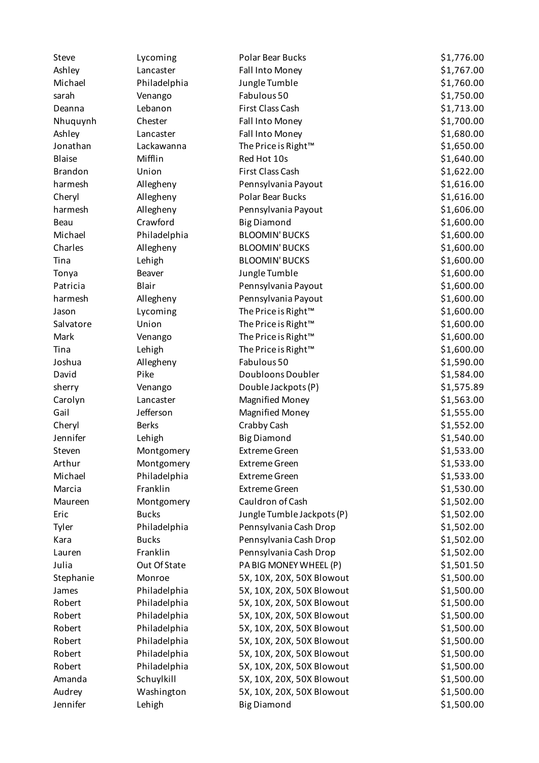| | | | |
|---|---|---|---|
| Steve | Lycoming | Polar Bear Bucks | $1,776.00 |
| Ashley | Lancaster | Fall Into Money | $1,767.00 |
| Michael | Philadelphia | Jungle Tumble | $1,760.00 |
| sarah | Venango | Fabulous 50 | $1,750.00 |
| Deanna | Lebanon | First Class Cash | $1,713.00 |
| Nhuquynh | Chester | Fall Into Money | $1,700.00 |
| Ashley | Lancaster | Fall Into Money | $1,680.00 |
| Jonathan | Lackawanna | The Price is Right™ | $1,650.00 |
| Blaise | Mifflin | Red Hot 10s | $1,640.00 |
| Brandon | Union | First Class Cash | $1,622.00 |
| harmesh | Allegheny | Pennsylvania Payout | $1,616.00 |
| Cheryl | Allegheny | Polar Bear Bucks | $1,616.00 |
| harmesh | Allegheny | Pennsylvania Payout | $1,606.00 |
| Beau | Crawford | Big Diamond | $1,600.00 |
| Michael | Philadelphia | BLOOMIN' BUCKS | $1,600.00 |
| Charles | Allegheny | BLOOMIN' BUCKS | $1,600.00 |
| Tina | Lehigh | BLOOMIN' BUCKS | $1,600.00 |
| Tonya | Beaver | Jungle Tumble | $1,600.00 |
| Patricia | Blair | Pennsylvania Payout | $1,600.00 |
| harmesh | Allegheny | Pennsylvania Payout | $1,600.00 |
| Jason | Lycoming | The Price is Right™ | $1,600.00 |
| Salvatore | Union | The Price is Right™ | $1,600.00 |
| Mark | Venango | The Price is Right™ | $1,600.00 |
| Tina | Lehigh | The Price is Right™ | $1,600.00 |
| Joshua | Allegheny | Fabulous 50 | $1,590.00 |
| David | Pike | Doubloons Doubler | $1,584.00 |
| sherry | Venango | Double Jackpots (P) | $1,575.89 |
| Carolyn | Lancaster | Magnified Money | $1,563.00 |
| Gail | Jefferson | Magnified Money | $1,555.00 |
| Cheryl | Berks | Crabby Cash | $1,552.00 |
| Jennifer | Lehigh | Big Diamond | $1,540.00 |
| Steven | Montgomery | Extreme Green | $1,533.00 |
| Arthur | Montgomery | Extreme Green | $1,533.00 |
| Michael | Philadelphia | Extreme Green | $1,533.00 |
| Marcia | Franklin | Extreme Green | $1,530.00 |
| Maureen | Montgomery | Cauldron of Cash | $1,502.00 |
| Eric | Bucks | Jungle Tumble Jackpots (P) | $1,502.00 |
| Tyler | Philadelphia | Pennsylvania Cash Drop | $1,502.00 |
| Kara | Bucks | Pennsylvania Cash Drop | $1,502.00 |
| Lauren | Franklin | Pennsylvania Cash Drop | $1,502.00 |
| Julia | Out Of State | PA BIG MONEY WHEEL (P) | $1,501.50 |
| Stephanie | Monroe | 5X, 10X, 20X, 50X Blowout | $1,500.00 |
| James | Philadelphia | 5X, 10X, 20X, 50X Blowout | $1,500.00 |
| Robert | Philadelphia | 5X, 10X, 20X, 50X Blowout | $1,500.00 |
| Robert | Philadelphia | 5X, 10X, 20X, 50X Blowout | $1,500.00 |
| Robert | Philadelphia | 5X, 10X, 20X, 50X Blowout | $1,500.00 |
| Robert | Philadelphia | 5X, 10X, 20X, 50X Blowout | $1,500.00 |
| Robert | Philadelphia | 5X, 10X, 20X, 50X Blowout | $1,500.00 |
| Robert | Philadelphia | 5X, 10X, 20X, 50X Blowout | $1,500.00 |
| Amanda | Schuylkill | 5X, 10X, 20X, 50X Blowout | $1,500.00 |
| Audrey | Washington | 5X, 10X, 20X, 50X Blowout | $1,500.00 |
| Jennifer | Lehigh | Big Diamond | $1,500.00 |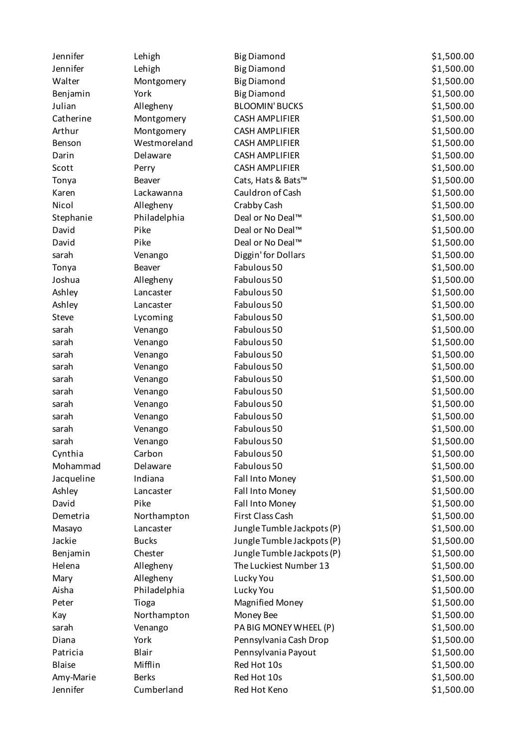| | | | |
|---|---|---|---|
| Jennifer | Lehigh | Big Diamond | $1,500.00 |
| Jennifer | Lehigh | Big Diamond | $1,500.00 |
| Walter | Montgomery | Big Diamond | $1,500.00 |
| Benjamin | York | Big Diamond | $1,500.00 |
| Julian | Allegheny | BLOOMIN' BUCKS | $1,500.00 |
| Catherine | Montgomery | CASH AMPLIFIER | $1,500.00 |
| Arthur | Montgomery | CASH AMPLIFIER | $1,500.00 |
| Benson | Westmoreland | CASH AMPLIFIER | $1,500.00 |
| Darin | Delaware | CASH AMPLIFIER | $1,500.00 |
| Scott | Perry | CASH AMPLIFIER | $1,500.00 |
| Tonya | Beaver | Cats, Hats & Bats™ | $1,500.00 |
| Karen | Lackawanna | Cauldron of Cash | $1,500.00 |
| Nicol | Allegheny | Crabby Cash | $1,500.00 |
| Stephanie | Philadelphia | Deal or No Deal™ | $1,500.00 |
| David | Pike | Deal or No Deal™ | $1,500.00 |
| David | Pike | Deal or No Deal™ | $1,500.00 |
| sarah | Venango | Diggin' for Dollars | $1,500.00 |
| Tonya | Beaver | Fabulous 50 | $1,500.00 |
| Joshua | Allegheny | Fabulous 50 | $1,500.00 |
| Ashley | Lancaster | Fabulous 50 | $1,500.00 |
| Ashley | Lancaster | Fabulous 50 | $1,500.00 |
| Steve | Lycoming | Fabulous 50 | $1,500.00 |
| sarah | Venango | Fabulous 50 | $1,500.00 |
| sarah | Venango | Fabulous 50 | $1,500.00 |
| sarah | Venango | Fabulous 50 | $1,500.00 |
| sarah | Venango | Fabulous 50 | $1,500.00 |
| sarah | Venango | Fabulous 50 | $1,500.00 |
| sarah | Venango | Fabulous 50 | $1,500.00 |
| sarah | Venango | Fabulous 50 | $1,500.00 |
| sarah | Venango | Fabulous 50 | $1,500.00 |
| sarah | Venango | Fabulous 50 | $1,500.00 |
| sarah | Venango | Fabulous 50 | $1,500.00 |
| Cynthia | Carbon | Fabulous 50 | $1,500.00 |
| Mohammad | Delaware | Fabulous 50 | $1,500.00 |
| Jacqueline | Indiana | Fall Into Money | $1,500.00 |
| Ashley | Lancaster | Fall Into Money | $1,500.00 |
| David | Pike | Fall Into Money | $1,500.00 |
| Demetria | Northampton | First Class Cash | $1,500.00 |
| Masayo | Lancaster | Jungle Tumble Jackpots (P) | $1,500.00 |
| Jackie | Bucks | Jungle Tumble Jackpots (P) | $1,500.00 |
| Benjamin | Chester | Jungle Tumble Jackpots (P) | $1,500.00 |
| Helena | Allegheny | The Luckiest Number 13 | $1,500.00 |
| Mary | Allegheny | Lucky You | $1,500.00 |
| Aisha | Philadelphia | Lucky You | $1,500.00 |
| Peter | Tioga | Magnified Money | $1,500.00 |
| Kay | Northampton | Money Bee | $1,500.00 |
| sarah | Venango | PA BIG MONEY WHEEL (P) | $1,500.00 |
| Diana | York | Pennsylvania Cash Drop | $1,500.00 |
| Patricia | Blair | Pennsylvania Payout | $1,500.00 |
| Blaise | Mifflin | Red Hot 10s | $1,500.00 |
| Amy-Marie | Berks | Red Hot 10s | $1,500.00 |
| Jennifer | Cumberland | Red Hot Keno | $1,500.00 |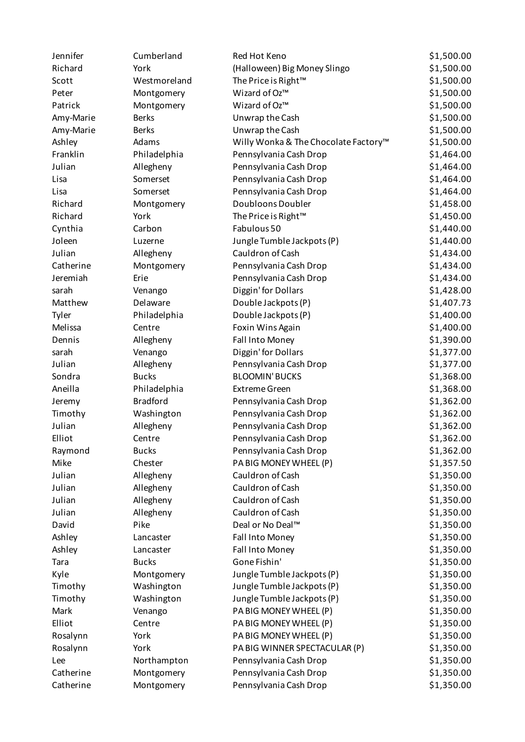| | | | |
|---|---|---|---|
| Jennifer | Cumberland | Red Hot Keno | $1,500.00 |
| Richard | York | (Halloween) Big Money Slingo | $1,500.00 |
| Scott | Westmoreland | The Price is Right™ | $1,500.00 |
| Peter | Montgomery | Wizard of Oz™ | $1,500.00 |
| Patrick | Montgomery | Wizard of Oz™ | $1,500.00 |
| Amy-Marie | Berks | Unwrap the Cash | $1,500.00 |
| Amy-Marie | Berks | Unwrap the Cash | $1,500.00 |
| Ashley | Adams | Willy Wonka & The Chocolate Factory™ | $1,500.00 |
| Franklin | Philadelphia | Pennsylvania Cash Drop | $1,464.00 |
| Julian | Allegheny | Pennsylvania Cash Drop | $1,464.00 |
| Lisa | Somerset | Pennsylvania Cash Drop | $1,464.00 |
| Lisa | Somerset | Pennsylvania Cash Drop | $1,464.00 |
| Richard | Montgomery | Doubloons Doubler | $1,458.00 |
| Richard | York | The Price is Right™ | $1,450.00 |
| Cynthia | Carbon | Fabulous 50 | $1,440.00 |
| Joleen | Luzerne | Jungle Tumble Jackpots (P) | $1,440.00 |
| Julian | Allegheny | Cauldron of Cash | $1,434.00 |
| Catherine | Montgomery | Pennsylvania Cash Drop | $1,434.00 |
| Jeremiah | Erie | Pennsylvania Cash Drop | $1,434.00 |
| sarah | Venango | Diggin' for Dollars | $1,428.00 |
| Matthew | Delaware | Double Jackpots (P) | $1,407.73 |
| Tyler | Philadelphia | Double Jackpots (P) | $1,400.00 |
| Melissa | Centre | Foxin Wins Again | $1,400.00 |
| Dennis | Allegheny | Fall Into Money | $1,390.00 |
| sarah | Venango | Diggin' for Dollars | $1,377.00 |
| Julian | Allegheny | Pennsylvania Cash Drop | $1,377.00 |
| Sondra | Bucks | BLOOMIN' BUCKS | $1,368.00 |
| Aneilla | Philadelphia | Extreme Green | $1,368.00 |
| Jeremy | Bradford | Pennsylvania Cash Drop | $1,362.00 |
| Timothy | Washington | Pennsylvania Cash Drop | $1,362.00 |
| Julian | Allegheny | Pennsylvania Cash Drop | $1,362.00 |
| Elliot | Centre | Pennsylvania Cash Drop | $1,362.00 |
| Raymond | Bucks | Pennsylvania Cash Drop | $1,362.00 |
| Mike | Chester | PA BIG MONEY WHEEL (P) | $1,357.50 |
| Julian | Allegheny | Cauldron of Cash | $1,350.00 |
| Julian | Allegheny | Cauldron of Cash | $1,350.00 |
| Julian | Allegheny | Cauldron of Cash | $1,350.00 |
| Julian | Allegheny | Cauldron of Cash | $1,350.00 |
| David | Pike | Deal or No Deal™ | $1,350.00 |
| Ashley | Lancaster | Fall Into Money | $1,350.00 |
| Ashley | Lancaster | Fall Into Money | $1,350.00 |
| Tara | Bucks | Gone Fishin' | $1,350.00 |
| Kyle | Montgomery | Jungle Tumble Jackpots (P) | $1,350.00 |
| Timothy | Washington | Jungle Tumble Jackpots (P) | $1,350.00 |
| Timothy | Washington | Jungle Tumble Jackpots (P) | $1,350.00 |
| Mark | Venango | PA BIG MONEY WHEEL (P) | $1,350.00 |
| Elliot | Centre | PA BIG MONEY WHEEL (P) | $1,350.00 |
| Rosalynn | York | PA BIG MONEY WHEEL (P) | $1,350.00 |
| Rosalynn | York | PA BIG WINNER SPECTACULAR (P) | $1,350.00 |
| Lee | Northampton | Pennsylvania Cash Drop | $1,350.00 |
| Catherine | Montgomery | Pennsylvania Cash Drop | $1,350.00 |
| Catherine | Montgomery | Pennsylvania Cash Drop | $1,350.00 |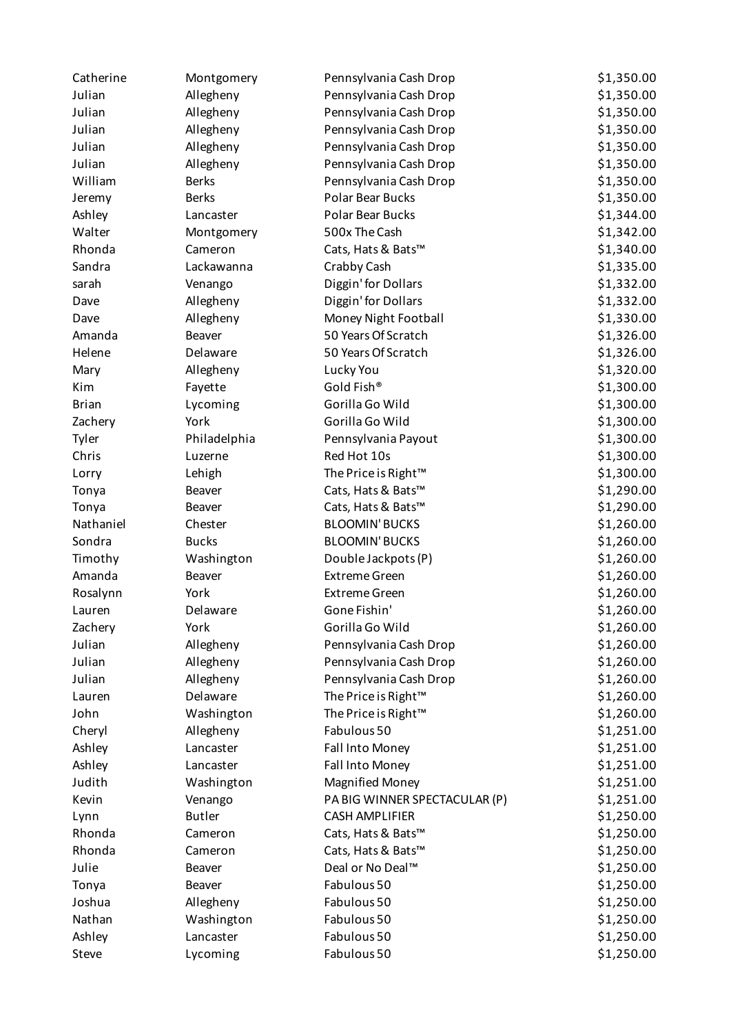| | | | |
|---|---|---|---|
| Catherine | Montgomery | Pennsylvania Cash Drop | $1,350.00 |
| Julian | Allegheny | Pennsylvania Cash Drop | $1,350.00 |
| Julian | Allegheny | Pennsylvania Cash Drop | $1,350.00 |
| Julian | Allegheny | Pennsylvania Cash Drop | $1,350.00 |
| Julian | Allegheny | Pennsylvania Cash Drop | $1,350.00 |
| Julian | Allegheny | Pennsylvania Cash Drop | $1,350.00 |
| William | Berks | Pennsylvania Cash Drop | $1,350.00 |
| Jeremy | Berks | Polar Bear Bucks | $1,350.00 |
| Ashley | Lancaster | Polar Bear Bucks | $1,344.00 |
| Walter | Montgomery | 500x The Cash | $1,342.00 |
| Rhonda | Cameron | Cats, Hats & Bats™ | $1,340.00 |
| Sandra | Lackawanna | Crabby Cash | $1,335.00 |
| sarah | Venango | Diggin' for Dollars | $1,332.00 |
| Dave | Allegheny | Diggin' for Dollars | $1,332.00 |
| Dave | Allegheny | Money Night Football | $1,330.00 |
| Amanda | Beaver | 50 Years Of Scratch | $1,326.00 |
| Helene | Delaware | 50 Years Of Scratch | $1,326.00 |
| Mary | Allegheny | Lucky You | $1,320.00 |
| Kim | Fayette | Gold Fish® | $1,300.00 |
| Brian | Lycoming | Gorilla Go Wild | $1,300.00 |
| Zachery | York | Gorilla Go Wild | $1,300.00 |
| Tyler | Philadelphia | Pennsylvania Payout | $1,300.00 |
| Chris | Luzerne | Red Hot 10s | $1,300.00 |
| Lorry | Lehigh | The Price is Right™ | $1,300.00 |
| Tonya | Beaver | Cats, Hats & Bats™ | $1,290.00 |
| Tonya | Beaver | Cats, Hats & Bats™ | $1,290.00 |
| Nathaniel | Chester | BLOOMIN' BUCKS | $1,260.00 |
| Sondra | Bucks | BLOOMIN' BUCKS | $1,260.00 |
| Timothy | Washington | Double Jackpots (P) | $1,260.00 |
| Amanda | Beaver | Extreme Green | $1,260.00 |
| Rosalynn | York | Extreme Green | $1,260.00 |
| Lauren | Delaware | Gone Fishin' | $1,260.00 |
| Zachery | York | Gorilla Go Wild | $1,260.00 |
| Julian | Allegheny | Pennsylvania Cash Drop | $1,260.00 |
| Julian | Allegheny | Pennsylvania Cash Drop | $1,260.00 |
| Julian | Allegheny | Pennsylvania Cash Drop | $1,260.00 |
| Lauren | Delaware | The Price is Right™ | $1,260.00 |
| John | Washington | The Price is Right™ | $1,260.00 |
| Cheryl | Allegheny | Fabulous 50 | $1,251.00 |
| Ashley | Lancaster | Fall Into Money | $1,251.00 |
| Ashley | Lancaster | Fall Into Money | $1,251.00 |
| Judith | Washington | Magnified Money | $1,251.00 |
| Kevin | Venango | PA BIG WINNER SPECTACULAR (P) | $1,251.00 |
| Lynn | Butler | CASH AMPLIFIER | $1,250.00 |
| Rhonda | Cameron | Cats, Hats & Bats™ | $1,250.00 |
| Rhonda | Cameron | Cats, Hats & Bats™ | $1,250.00 |
| Julie | Beaver | Deal or No Deal™ | $1,250.00 |
| Tonya | Beaver | Fabulous 50 | $1,250.00 |
| Joshua | Allegheny | Fabulous 50 | $1,250.00 |
| Nathan | Washington | Fabulous 50 | $1,250.00 |
| Ashley | Lancaster | Fabulous 50 | $1,250.00 |
| Steve | Lycoming | Fabulous 50 | $1,250.00 |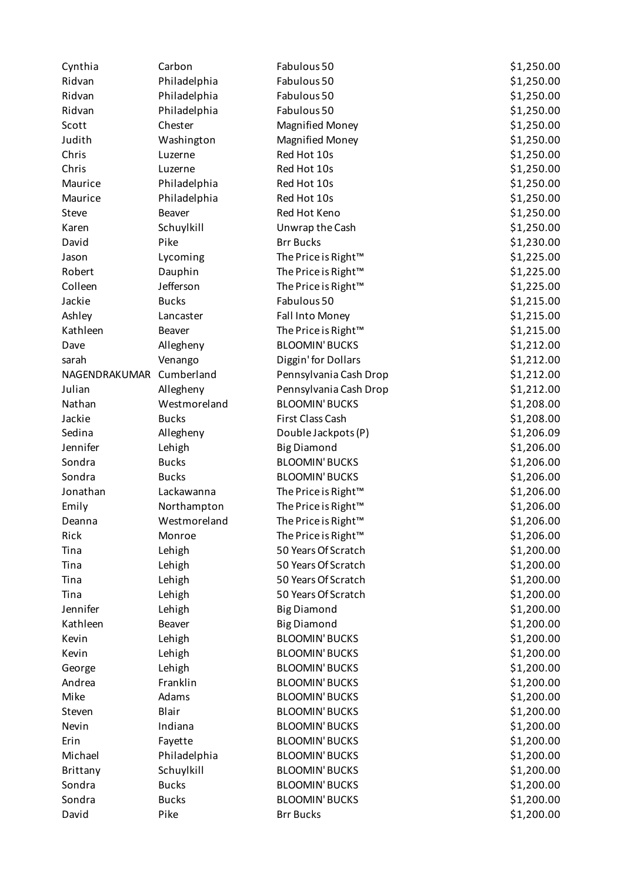| | | | |
|---|---|---|---|
| Cynthia | Carbon | Fabulous 50 | $1,250.00 |
| Ridvan | Philadelphia | Fabulous 50 | $1,250.00 |
| Ridvan | Philadelphia | Fabulous 50 | $1,250.00 |
| Ridvan | Philadelphia | Fabulous 50 | $1,250.00 |
| Scott | Chester | Magnified Money | $1,250.00 |
| Judith | Washington | Magnified Money | $1,250.00 |
| Chris | Luzerne | Red Hot 10s | $1,250.00 |
| Chris | Luzerne | Red Hot 10s | $1,250.00 |
| Maurice | Philadelphia | Red Hot 10s | $1,250.00 |
| Maurice | Philadelphia | Red Hot 10s | $1,250.00 |
| Steve | Beaver | Red Hot Keno | $1,250.00 |
| Karen | Schuylkill | Unwrap the Cash | $1,250.00 |
| David | Pike | Brr Bucks | $1,230.00 |
| Jason | Lycoming | The Price is Right™ | $1,225.00 |
| Robert | Dauphin | The Price is Right™ | $1,225.00 |
| Colleen | Jefferson | The Price is Right™ | $1,225.00 |
| Jackie | Bucks | Fabulous 50 | $1,215.00 |
| Ashley | Lancaster | Fall Into Money | $1,215.00 |
| Kathleen | Beaver | The Price is Right™ | $1,215.00 |
| Dave | Allegheny | BLOOMIN' BUCKS | $1,212.00 |
| sarah | Venango | Diggin' for Dollars | $1,212.00 |
| NAGENDRAKUMAR | Cumberland | Pennsylvania Cash Drop | $1,212.00 |
| Julian | Allegheny | Pennsylvania Cash Drop | $1,212.00 |
| Nathan | Westmoreland | BLOOMIN' BUCKS | $1,208.00 |
| Jackie | Bucks | First Class Cash | $1,208.00 |
| Sedina | Allegheny | Double Jackpots (P) | $1,206.09 |
| Jennifer | Lehigh | Big Diamond | $1,206.00 |
| Sondra | Bucks | BLOOMIN' BUCKS | $1,206.00 |
| Sondra | Bucks | BLOOMIN' BUCKS | $1,206.00 |
| Jonathan | Lackawanna | The Price is Right™ | $1,206.00 |
| Emily | Northampton | The Price is Right™ | $1,206.00 |
| Deanna | Westmoreland | The Price is Right™ | $1,206.00 |
| Rick | Monroe | The Price is Right™ | $1,206.00 |
| Tina | Lehigh | 50 Years Of Scratch | $1,200.00 |
| Tina | Lehigh | 50 Years Of Scratch | $1,200.00 |
| Tina | Lehigh | 50 Years Of Scratch | $1,200.00 |
| Tina | Lehigh | 50 Years Of Scratch | $1,200.00 |
| Jennifer | Lehigh | Big Diamond | $1,200.00 |
| Kathleen | Beaver | Big Diamond | $1,200.00 |
| Kevin | Lehigh | BLOOMIN' BUCKS | $1,200.00 |
| Kevin | Lehigh | BLOOMIN' BUCKS | $1,200.00 |
| George | Lehigh | BLOOMIN' BUCKS | $1,200.00 |
| Andrea | Franklin | BLOOMIN' BUCKS | $1,200.00 |
| Mike | Adams | BLOOMIN' BUCKS | $1,200.00 |
| Steven | Blair | BLOOMIN' BUCKS | $1,200.00 |
| Nevin | Indiana | BLOOMIN' BUCKS | $1,200.00 |
| Erin | Fayette | BLOOMIN' BUCKS | $1,200.00 |
| Michael | Philadelphia | BLOOMIN' BUCKS | $1,200.00 |
| Brittany | Schuylkill | BLOOMIN' BUCKS | $1,200.00 |
| Sondra | Bucks | BLOOMIN' BUCKS | $1,200.00 |
| Sondra | Bucks | BLOOMIN' BUCKS | $1,200.00 |
| David | Pike | Brr Bucks | $1,200.00 |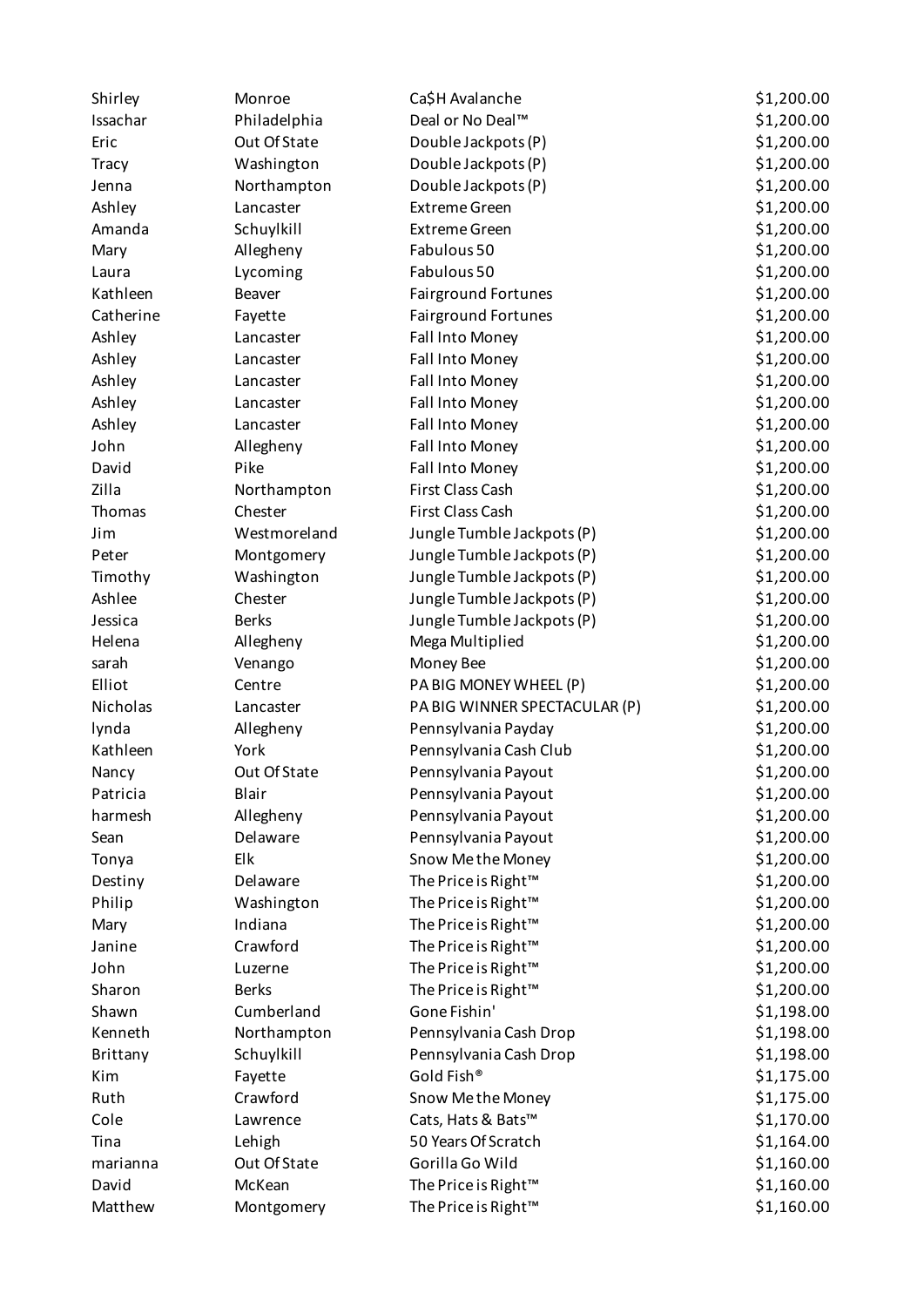| | | | |
|---|---|---|---|
| Shirley | Monroe | Ca$H Avalanche | $1,200.00 |
| Issachar | Philadelphia | Deal or No Deal™ | $1,200.00 |
| Eric | Out Of State | Double Jackpots (P) | $1,200.00 |
| Tracy | Washington | Double Jackpots (P) | $1,200.00 |
| Jenna | Northampton | Double Jackpots (P) | $1,200.00 |
| Ashley | Lancaster | Extreme Green | $1,200.00 |
| Amanda | Schuylkill | Extreme Green | $1,200.00 |
| Mary | Allegheny | Fabulous 50 | $1,200.00 |
| Laura | Lycoming | Fabulous 50 | $1,200.00 |
| Kathleen | Beaver | Fairground Fortunes | $1,200.00 |
| Catherine | Fayette | Fairground Fortunes | $1,200.00 |
| Ashley | Lancaster | Fall Into Money | $1,200.00 |
| Ashley | Lancaster | Fall Into Money | $1,200.00 |
| Ashley | Lancaster | Fall Into Money | $1,200.00 |
| Ashley | Lancaster | Fall Into Money | $1,200.00 |
| Ashley | Lancaster | Fall Into Money | $1,200.00 |
| John | Allegheny | Fall Into Money | $1,200.00 |
| David | Pike | Fall Into Money | $1,200.00 |
| Zilla | Northampton | First Class Cash | $1,200.00 |
| Thomas | Chester | First Class Cash | $1,200.00 |
| Jim | Westmoreland | Jungle Tumble Jackpots (P) | $1,200.00 |
| Peter | Montgomery | Jungle Tumble Jackpots (P) | $1,200.00 |
| Timothy | Washington | Jungle Tumble Jackpots (P) | $1,200.00 |
| Ashlee | Chester | Jungle Tumble Jackpots (P) | $1,200.00 |
| Jessica | Berks | Jungle Tumble Jackpots (P) | $1,200.00 |
| Helena | Allegheny | Mega Multiplied | $1,200.00 |
| sarah | Venango | Money Bee | $1,200.00 |
| Elliot | Centre | PA BIG MONEY WHEEL (P) | $1,200.00 |
| Nicholas | Lancaster | PA BIG WINNER SPECTACULAR (P) | $1,200.00 |
| lynda | Allegheny | Pennsylvania Payday | $1,200.00 |
| Kathleen | York | Pennsylvania Cash Club | $1,200.00 |
| Nancy | Out Of State | Pennsylvania Payout | $1,200.00 |
| Patricia | Blair | Pennsylvania Payout | $1,200.00 |
| harmesh | Allegheny | Pennsylvania Payout | $1,200.00 |
| Sean | Delaware | Pennsylvania Payout | $1,200.00 |
| Tonya | Elk | Snow Me the Money | $1,200.00 |
| Destiny | Delaware | The Price is Right™ | $1,200.00 |
| Philip | Washington | The Price is Right™ | $1,200.00 |
| Mary | Indiana | The Price is Right™ | $1,200.00 |
| Janine | Crawford | The Price is Right™ | $1,200.00 |
| John | Luzerne | The Price is Right™ | $1,200.00 |
| Sharon | Berks | The Price is Right™ | $1,200.00 |
| Shawn | Cumberland | Gone Fishin' | $1,198.00 |
| Kenneth | Northampton | Pennsylvania Cash Drop | $1,198.00 |
| Brittany | Schuylkill | Pennsylvania Cash Drop | $1,198.00 |
| Kim | Fayette | Gold Fish® | $1,175.00 |
| Ruth | Crawford | Snow Me the Money | $1,175.00 |
| Cole | Lawrence | Cats, Hats & Bats™ | $1,170.00 |
| Tina | Lehigh | 50 Years Of Scratch | $1,164.00 |
| marianna | Out Of State | Gorilla Go Wild | $1,160.00 |
| David | McKean | The Price is Right™ | $1,160.00 |
| Matthew | Montgomery | The Price is Right™ | $1,160.00 |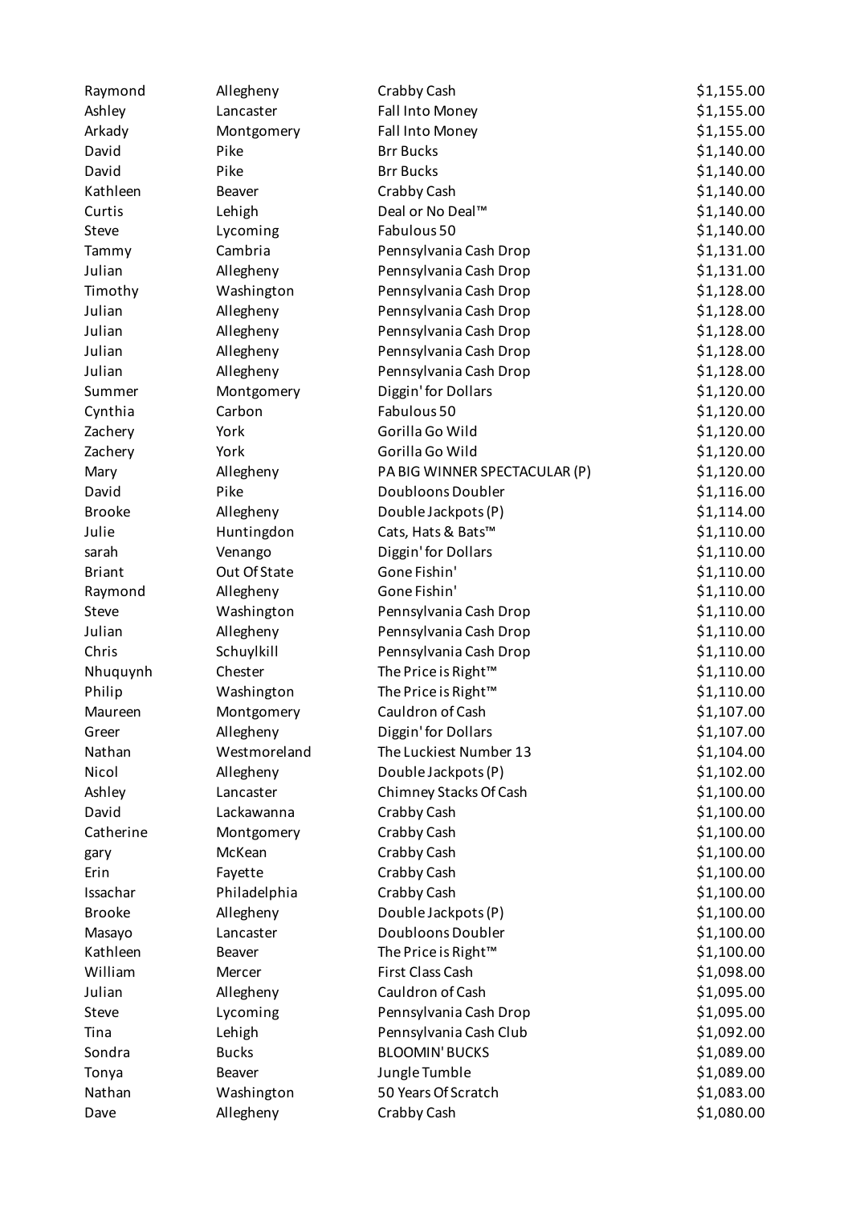| | | | |
|---|---|---|---|
| Raymond | Allegheny | Crabby Cash | $1,155.00 |
| Ashley | Lancaster | Fall Into Money | $1,155.00 |
| Arkady | Montgomery | Fall Into Money | $1,155.00 |
| David | Pike | Brr Bucks | $1,140.00 |
| David | Pike | Brr Bucks | $1,140.00 |
| Kathleen | Beaver | Crabby Cash | $1,140.00 |
| Curtis | Lehigh | Deal or No Deal™ | $1,140.00 |
| Steve | Lycoming | Fabulous 50 | $1,140.00 |
| Tammy | Cambria | Pennsylvania Cash Drop | $1,131.00 |
| Julian | Allegheny | Pennsylvania Cash Drop | $1,131.00 |
| Timothy | Washington | Pennsylvania Cash Drop | $1,128.00 |
| Julian | Allegheny | Pennsylvania Cash Drop | $1,128.00 |
| Julian | Allegheny | Pennsylvania Cash Drop | $1,128.00 |
| Julian | Allegheny | Pennsylvania Cash Drop | $1,128.00 |
| Julian | Allegheny | Pennsylvania Cash Drop | $1,128.00 |
| Summer | Montgomery | Diggin' for Dollars | $1,120.00 |
| Cynthia | Carbon | Fabulous 50 | $1,120.00 |
| Zachery | York | Gorilla Go Wild | $1,120.00 |
| Zachery | York | Gorilla Go Wild | $1,120.00 |
| Mary | Allegheny | PA BIG WINNER SPECTACULAR (P) | $1,120.00 |
| David | Pike | Doubloons Doubler | $1,116.00 |
| Brooke | Allegheny | Double Jackpots (P) | $1,114.00 |
| Julie | Huntingdon | Cats, Hats & Bats™ | $1,110.00 |
| sarah | Venango | Diggin' for Dollars | $1,110.00 |
| Briant | Out Of State | Gone Fishin' | $1,110.00 |
| Raymond | Allegheny | Gone Fishin' | $1,110.00 |
| Steve | Washington | Pennsylvania Cash Drop | $1,110.00 |
| Julian | Allegheny | Pennsylvania Cash Drop | $1,110.00 |
| Chris | Schuylkill | Pennsylvania Cash Drop | $1,110.00 |
| Nhuquynh | Chester | The Price is Right™ | $1,110.00 |
| Philip | Washington | The Price is Right™ | $1,110.00 |
| Maureen | Montgomery | Cauldron of Cash | $1,107.00 |
| Greer | Allegheny | Diggin' for Dollars | $1,107.00 |
| Nathan | Westmoreland | The Luckiest Number 13 | $1,104.00 |
| Nicol | Allegheny | Double Jackpots (P) | $1,102.00 |
| Ashley | Lancaster | Chimney Stacks Of Cash | $1,100.00 |
| David | Lackawanna | Crabby Cash | $1,100.00 |
| Catherine | Montgomery | Crabby Cash | $1,100.00 |
| gary | McKean | Crabby Cash | $1,100.00 |
| Erin | Fayette | Crabby Cash | $1,100.00 |
| Issachar | Philadelphia | Crabby Cash | $1,100.00 |
| Brooke | Allegheny | Double Jackpots (P) | $1,100.00 |
| Masayo | Lancaster | Doubloons Doubler | $1,100.00 |
| Kathleen | Beaver | The Price is Right™ | $1,100.00 |
| William | Mercer | First Class Cash | $1,098.00 |
| Julian | Allegheny | Cauldron of Cash | $1,095.00 |
| Steve | Lycoming | Pennsylvania Cash Drop | $1,095.00 |
| Tina | Lehigh | Pennsylvania Cash Club | $1,092.00 |
| Sondra | Bucks | BLOOMIN' BUCKS | $1,089.00 |
| Tonya | Beaver | Jungle Tumble | $1,089.00 |
| Nathan | Washington | 50 Years Of Scratch | $1,083.00 |
| Dave | Allegheny | Crabby Cash | $1,080.00 |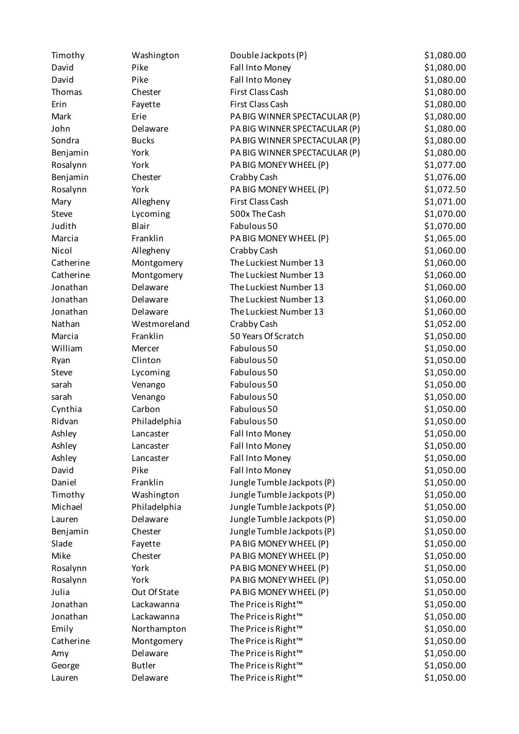| | | | |
|---|---|---|---|
| Timothy | Washington | Double Jackpots (P) | $1,080.00 |
| David | Pike | Fall Into Money | $1,080.00 |
| David | Pike | Fall Into Money | $1,080.00 |
| Thomas | Chester | First Class Cash | $1,080.00 |
| Erin | Fayette | First Class Cash | $1,080.00 |
| Mark | Erie | PA BIG WINNER SPECTACULAR (P) | $1,080.00 |
| John | Delaware | PA BIG WINNER SPECTACULAR (P) | $1,080.00 |
| Sondra | Bucks | PA BIG WINNER SPECTACULAR (P) | $1,080.00 |
| Benjamin | York | PA BIG WINNER SPECTACULAR (P) | $1,080.00 |
| Rosalynn | York | PA BIG MONEY WHEEL (P) | $1,077.00 |
| Benjamin | Chester | Crabby Cash | $1,076.00 |
| Rosalynn | York | PA BIG MONEY WHEEL (P) | $1,072.50 |
| Mary | Allegheny | First Class Cash | $1,071.00 |
| Steve | Lycoming | 500x The Cash | $1,070.00 |
| Judith | Blair | Fabulous 50 | $1,070.00 |
| Marcia | Franklin | PA BIG MONEY WHEEL (P) | $1,065.00 |
| Nicol | Allegheny | Crabby Cash | $1,060.00 |
| Catherine | Montgomery | The Luckiest Number 13 | $1,060.00 |
| Catherine | Montgomery | The Luckiest Number 13 | $1,060.00 |
| Jonathan | Delaware | The Luckiest Number 13 | $1,060.00 |
| Jonathan | Delaware | The Luckiest Number 13 | $1,060.00 |
| Jonathan | Delaware | The Luckiest Number 13 | $1,060.00 |
| Nathan | Westmoreland | Crabby Cash | $1,052.00 |
| Marcia | Franklin | 50 Years Of Scratch | $1,050.00 |
| William | Mercer | Fabulous 50 | $1,050.00 |
| Ryan | Clinton | Fabulous 50 | $1,050.00 |
| Steve | Lycoming | Fabulous 50 | $1,050.00 |
| sarah | Venango | Fabulous 50 | $1,050.00 |
| sarah | Venango | Fabulous 50 | $1,050.00 |
| Cynthia | Carbon | Fabulous 50 | $1,050.00 |
| Ridvan | Philadelphia | Fabulous 50 | $1,050.00 |
| Ashley | Lancaster | Fall Into Money | $1,050.00 |
| Ashley | Lancaster | Fall Into Money | $1,050.00 |
| Ashley | Lancaster | Fall Into Money | $1,050.00 |
| David | Pike | Fall Into Money | $1,050.00 |
| Daniel | Franklin | Jungle Tumble Jackpots (P) | $1,050.00 |
| Timothy | Washington | Jungle Tumble Jackpots (P) | $1,050.00 |
| Michael | Philadelphia | Jungle Tumble Jackpots (P) | $1,050.00 |
| Lauren | Delaware | Jungle Tumble Jackpots (P) | $1,050.00 |
| Benjamin | Chester | Jungle Tumble Jackpots (P) | $1,050.00 |
| Slade | Fayette | PA BIG MONEY WHEEL (P) | $1,050.00 |
| Mike | Chester | PA BIG MONEY WHEEL (P) | $1,050.00 |
| Rosalynn | York | PA BIG MONEY WHEEL (P) | $1,050.00 |
| Rosalynn | York | PA BIG MONEY WHEEL (P) | $1,050.00 |
| Julia | Out Of State | PA BIG MONEY WHEEL (P) | $1,050.00 |
| Jonathan | Lackawanna | The Price is Right™ | $1,050.00 |
| Jonathan | Lackawanna | The Price is Right™ | $1,050.00 |
| Emily | Northampton | The Price is Right™ | $1,050.00 |
| Catherine | Montgomery | The Price is Right™ | $1,050.00 |
| Amy | Delaware | The Price is Right™ | $1,050.00 |
| George | Butler | The Price is Right™ | $1,050.00 |
| Lauren | Delaware | The Price is Right™ | $1,050.00 |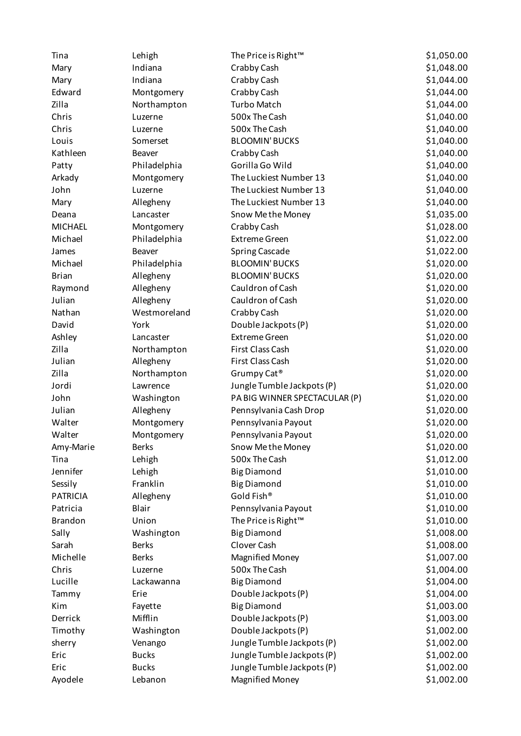| | | | |
|---|---|---|---|
| Tina | Lehigh | The Price is Right™ | $1,050.00 |
| Mary | Indiana | Crabby Cash | $1,048.00 |
| Mary | Indiana | Crabby Cash | $1,044.00 |
| Edward | Montgomery | Crabby Cash | $1,044.00 |
| Zilla | Northampton | Turbo Match | $1,044.00 |
| Chris | Luzerne | 500x The Cash | $1,040.00 |
| Chris | Luzerne | 500x The Cash | $1,040.00 |
| Louis | Somerset | BLOOMIN' BUCKS | $1,040.00 |
| Kathleen | Beaver | Crabby Cash | $1,040.00 |
| Patty | Philadelphia | Gorilla Go Wild | $1,040.00 |
| Arkady | Montgomery | The Luckiest Number 13 | $1,040.00 |
| John | Luzerne | The Luckiest Number 13 | $1,040.00 |
| Mary | Allegheny | The Luckiest Number 13 | $1,040.00 |
| Deana | Lancaster | Snow Me the Money | $1,035.00 |
| MICHAEL | Montgomery | Crabby Cash | $1,028.00 |
| Michael | Philadelphia | Extreme Green | $1,022.00 |
| James | Beaver | Spring Cascade | $1,022.00 |
| Michael | Philadelphia | BLOOMIN' BUCKS | $1,020.00 |
| Brian | Allegheny | BLOOMIN' BUCKS | $1,020.00 |
| Raymond | Allegheny | Cauldron of Cash | $1,020.00 |
| Julian | Allegheny | Cauldron of Cash | $1,020.00 |
| Nathan | Westmoreland | Crabby Cash | $1,020.00 |
| David | York | Double Jackpots (P) | $1,020.00 |
| Ashley | Lancaster | Extreme Green | $1,020.00 |
| Zilla | Northampton | First Class Cash | $1,020.00 |
| Julian | Allegheny | First Class Cash | $1,020.00 |
| Zilla | Northampton | Grumpy Cat® | $1,020.00 |
| Jordi | Lawrence | Jungle Tumble Jackpots (P) | $1,020.00 |
| John | Washington | PA BIG WINNER SPECTACULAR (P) | $1,020.00 |
| Julian | Allegheny | Pennsylvania Cash Drop | $1,020.00 |
| Walter | Montgomery | Pennsylvania Payout | $1,020.00 |
| Walter | Montgomery | Pennsylvania Payout | $1,020.00 |
| Amy-Marie | Berks | Snow Me the Money | $1,020.00 |
| Tina | Lehigh | 500x The Cash | $1,012.00 |
| Jennifer | Lehigh | Big Diamond | $1,010.00 |
| Sessily | Franklin | Big Diamond | $1,010.00 |
| PATRICIA | Allegheny | Gold Fish® | $1,010.00 |
| Patricia | Blair | Pennsylvania Payout | $1,010.00 |
| Brandon | Union | The Price is Right™ | $1,010.00 |
| Sally | Washington | Big Diamond | $1,008.00 |
| Sarah | Berks | Clover Cash | $1,008.00 |
| Michelle | Berks | Magnified Money | $1,007.00 |
| Chris | Luzerne | 500x The Cash | $1,004.00 |
| Lucille | Lackawanna | Big Diamond | $1,004.00 |
| Tammy | Erie | Double Jackpots (P) | $1,004.00 |
| Kim | Fayette | Big Diamond | $1,003.00 |
| Derrick | Mifflin | Double Jackpots (P) | $1,003.00 |
| Timothy | Washington | Double Jackpots (P) | $1,002.00 |
| sherry | Venango | Jungle Tumble Jackpots (P) | $1,002.00 |
| Eric | Bucks | Jungle Tumble Jackpots (P) | $1,002.00 |
| Eric | Bucks | Jungle Tumble Jackpots (P) | $1,002.00 |
| Ayodele | Lebanon | Magnified Money | $1,002.00 |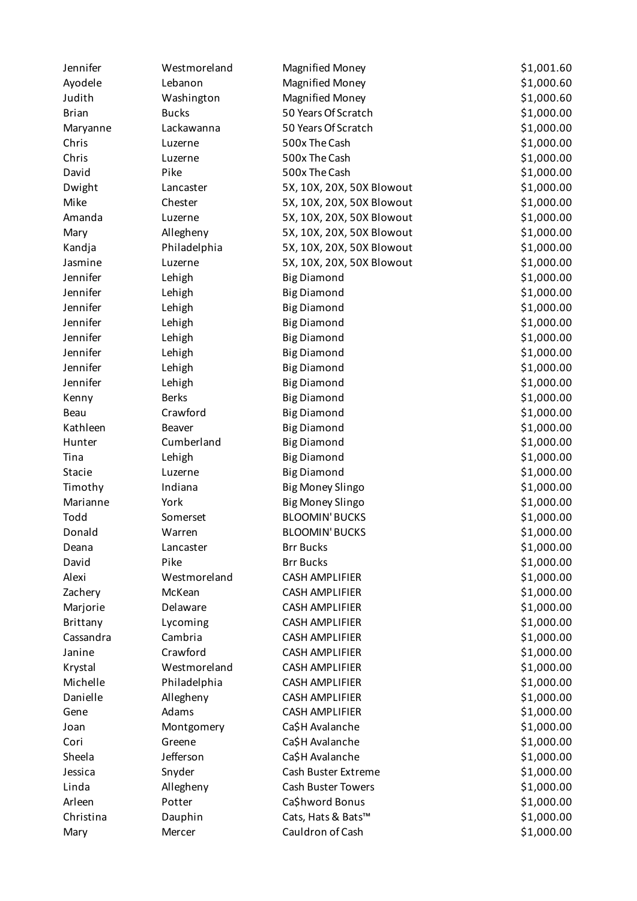| | | | |
|---|---|---|---|
| Jennifer | Westmoreland | Magnified Money | $1,001.60 |
| Ayodele | Lebanon | Magnified Money | $1,000.60 |
| Judith | Washington | Magnified Money | $1,000.60 |
| Brian | Bucks | 50 Years Of Scratch | $1,000.00 |
| Maryanne | Lackawanna | 50 Years Of Scratch | $1,000.00 |
| Chris | Luzerne | 500x The Cash | $1,000.00 |
| Chris | Luzerne | 500x The Cash | $1,000.00 |
| David | Pike | 500x The Cash | $1,000.00 |
| Dwight | Lancaster | 5X, 10X, 20X, 50X Blowout | $1,000.00 |
| Mike | Chester | 5X, 10X, 20X, 50X Blowout | $1,000.00 |
| Amanda | Luzerne | 5X, 10X, 20X, 50X Blowout | $1,000.00 |
| Mary | Allegheny | 5X, 10X, 20X, 50X Blowout | $1,000.00 |
| Kandja | Philadelphia | 5X, 10X, 20X, 50X Blowout | $1,000.00 |
| Jasmine | Luzerne | 5X, 10X, 20X, 50X Blowout | $1,000.00 |
| Jennifer | Lehigh | Big Diamond | $1,000.00 |
| Jennifer | Lehigh | Big Diamond | $1,000.00 |
| Jennifer | Lehigh | Big Diamond | $1,000.00 |
| Jennifer | Lehigh | Big Diamond | $1,000.00 |
| Jennifer | Lehigh | Big Diamond | $1,000.00 |
| Jennifer | Lehigh | Big Diamond | $1,000.00 |
| Jennifer | Lehigh | Big Diamond | $1,000.00 |
| Jennifer | Lehigh | Big Diamond | $1,000.00 |
| Kenny | Berks | Big Diamond | $1,000.00 |
| Beau | Crawford | Big Diamond | $1,000.00 |
| Kathleen | Beaver | Big Diamond | $1,000.00 |
| Hunter | Cumberland | Big Diamond | $1,000.00 |
| Tina | Lehigh | Big Diamond | $1,000.00 |
| Stacie | Luzerne | Big Diamond | $1,000.00 |
| Timothy | Indiana | Big Money Slingo | $1,000.00 |
| Marianne | York | Big Money Slingo | $1,000.00 |
| Todd | Somerset | BLOOMIN' BUCKS | $1,000.00 |
| Donald | Warren | BLOOMIN' BUCKS | $1,000.00 |
| Deana | Lancaster | Brr Bucks | $1,000.00 |
| David | Pike | Brr Bucks | $1,000.00 |
| Alexi | Westmoreland | CASH AMPLIFIER | $1,000.00 |
| Zachery | McKean | CASH AMPLIFIER | $1,000.00 |
| Marjorie | Delaware | CASH AMPLIFIER | $1,000.00 |
| Brittany | Lycoming | CASH AMPLIFIER | $1,000.00 |
| Cassandra | Cambria | CASH AMPLIFIER | $1,000.00 |
| Janine | Crawford | CASH AMPLIFIER | $1,000.00 |
| Krystal | Westmoreland | CASH AMPLIFIER | $1,000.00 |
| Michelle | Philadelphia | CASH AMPLIFIER | $1,000.00 |
| Danielle | Allegheny | CASH AMPLIFIER | $1,000.00 |
| Gene | Adams | CASH AMPLIFIER | $1,000.00 |
| Joan | Montgomery | Ca$H Avalanche | $1,000.00 |
| Cori | Greene | Ca$H Avalanche | $1,000.00 |
| Sheela | Jefferson | Ca$H Avalanche | $1,000.00 |
| Jessica | Snyder | Cash Buster Extreme | $1,000.00 |
| Linda | Allegheny | Cash Buster Towers | $1,000.00 |
| Arleen | Potter | Ca$hword Bonus | $1,000.00 |
| Christina | Dauphin | Cats, Hats & Bats™ | $1,000.00 |
| Mary | Mercer | Cauldron of Cash | $1,000.00 |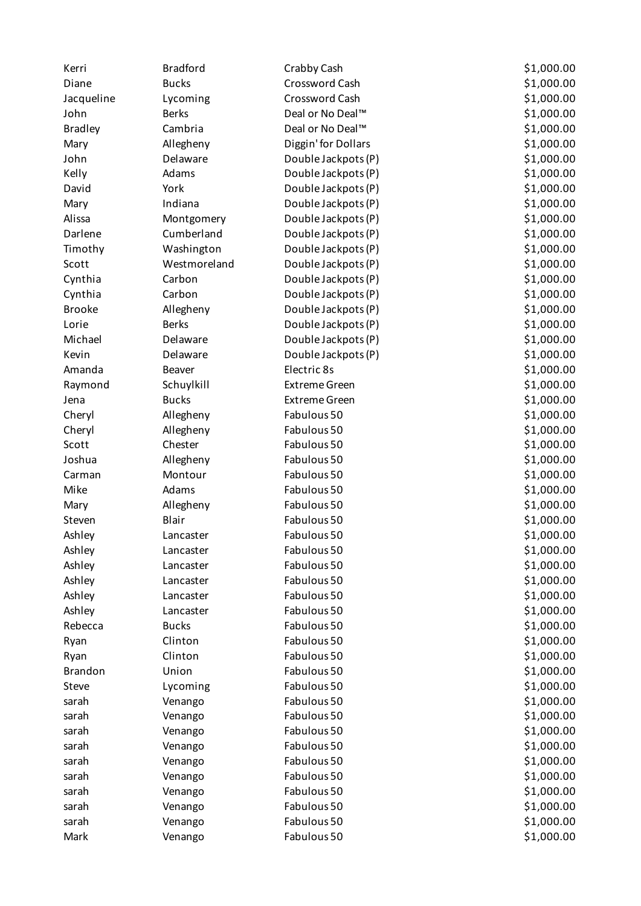| | | | |
|---|---|---|---|
| Kerri | Bradford | Crabby Cash | $1,000.00 |
| Diane | Bucks | Crossword Cash | $1,000.00 |
| Jacqueline | Lycoming | Crossword Cash | $1,000.00 |
| John | Berks | Deal or No Deal™ | $1,000.00 |
| Bradley | Cambria | Deal or No Deal™ | $1,000.00 |
| Mary | Allegheny | Diggin' for Dollars | $1,000.00 |
| John | Delaware | Double Jackpots (P) | $1,000.00 |
| Kelly | Adams | Double Jackpots (P) | $1,000.00 |
| David | York | Double Jackpots (P) | $1,000.00 |
| Mary | Indiana | Double Jackpots (P) | $1,000.00 |
| Alissa | Montgomery | Double Jackpots (P) | $1,000.00 |
| Darlene | Cumberland | Double Jackpots (P) | $1,000.00 |
| Timothy | Washington | Double Jackpots (P) | $1,000.00 |
| Scott | Westmoreland | Double Jackpots (P) | $1,000.00 |
| Cynthia | Carbon | Double Jackpots (P) | $1,000.00 |
| Cynthia | Carbon | Double Jackpots (P) | $1,000.00 |
| Brooke | Allegheny | Double Jackpots (P) | $1,000.00 |
| Lorie | Berks | Double Jackpots (P) | $1,000.00 |
| Michael | Delaware | Double Jackpots (P) | $1,000.00 |
| Kevin | Delaware | Double Jackpots (P) | $1,000.00 |
| Amanda | Beaver | Electric 8s | $1,000.00 |
| Raymond | Schuylkill | Extreme Green | $1,000.00 |
| Jena | Bucks | Extreme Green | $1,000.00 |
| Cheryl | Allegheny | Fabulous 50 | $1,000.00 |
| Cheryl | Allegheny | Fabulous 50 | $1,000.00 |
| Scott | Chester | Fabulous 50 | $1,000.00 |
| Joshua | Allegheny | Fabulous 50 | $1,000.00 |
| Carman | Montour | Fabulous 50 | $1,000.00 |
| Mike | Adams | Fabulous 50 | $1,000.00 |
| Mary | Allegheny | Fabulous 50 | $1,000.00 |
| Steven | Blair | Fabulous 50 | $1,000.00 |
| Ashley | Lancaster | Fabulous 50 | $1,000.00 |
| Ashley | Lancaster | Fabulous 50 | $1,000.00 |
| Ashley | Lancaster | Fabulous 50 | $1,000.00 |
| Ashley | Lancaster | Fabulous 50 | $1,000.00 |
| Ashley | Lancaster | Fabulous 50 | $1,000.00 |
| Ashley | Lancaster | Fabulous 50 | $1,000.00 |
| Rebecca | Bucks | Fabulous 50 | $1,000.00 |
| Ryan | Clinton | Fabulous 50 | $1,000.00 |
| Ryan | Clinton | Fabulous 50 | $1,000.00 |
| Brandon | Union | Fabulous 50 | $1,000.00 |
| Steve | Lycoming | Fabulous 50 | $1,000.00 |
| sarah | Venango | Fabulous 50 | $1,000.00 |
| sarah | Venango | Fabulous 50 | $1,000.00 |
| sarah | Venango | Fabulous 50 | $1,000.00 |
| sarah | Venango | Fabulous 50 | $1,000.00 |
| sarah | Venango | Fabulous 50 | $1,000.00 |
| sarah | Venango | Fabulous 50 | $1,000.00 |
| sarah | Venango | Fabulous 50 | $1,000.00 |
| sarah | Venango | Fabulous 50 | $1,000.00 |
| sarah | Venango | Fabulous 50 | $1,000.00 |
| Mark | Venango | Fabulous 50 | $1,000.00 |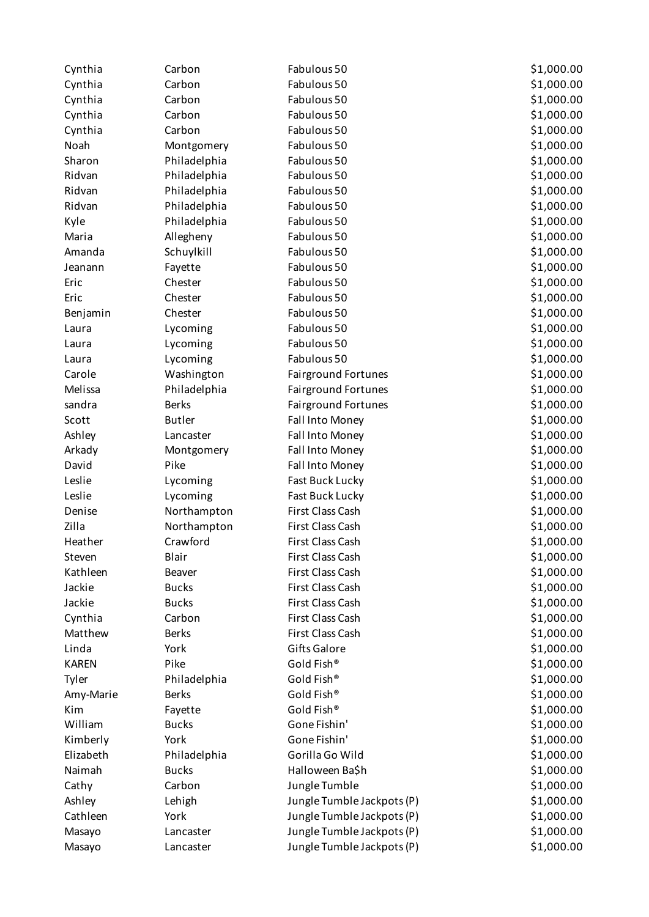| | | | |
|---|---|---|---|
| Cynthia | Carbon | Fabulous 50 | $1,000.00 |
| Cynthia | Carbon | Fabulous 50 | $1,000.00 |
| Cynthia | Carbon | Fabulous 50 | $1,000.00 |
| Cynthia | Carbon | Fabulous 50 | $1,000.00 |
| Cynthia | Carbon | Fabulous 50 | $1,000.00 |
| Noah | Montgomery | Fabulous 50 | $1,000.00 |
| Sharon | Philadelphia | Fabulous 50 | $1,000.00 |
| Ridvan | Philadelphia | Fabulous 50 | $1,000.00 |
| Ridvan | Philadelphia | Fabulous 50 | $1,000.00 |
| Ridvan | Philadelphia | Fabulous 50 | $1,000.00 |
| Kyle | Philadelphia | Fabulous 50 | $1,000.00 |
| Maria | Allegheny | Fabulous 50 | $1,000.00 |
| Amanda | Schuylkill | Fabulous 50 | $1,000.00 |
| Jeanann | Fayette | Fabulous 50 | $1,000.00 |
| Eric | Chester | Fabulous 50 | $1,000.00 |
| Eric | Chester | Fabulous 50 | $1,000.00 |
| Benjamin | Chester | Fabulous 50 | $1,000.00 |
| Laura | Lycoming | Fabulous 50 | $1,000.00 |
| Laura | Lycoming | Fabulous 50 | $1,000.00 |
| Laura | Lycoming | Fabulous 50 | $1,000.00 |
| Carole | Washington | Fairground Fortunes | $1,000.00 |
| Melissa | Philadelphia | Fairground Fortunes | $1,000.00 |
| sandra | Berks | Fairground Fortunes | $1,000.00 |
| Scott | Butler | Fall Into Money | $1,000.00 |
| Ashley | Lancaster | Fall Into Money | $1,000.00 |
| Arkady | Montgomery | Fall Into Money | $1,000.00 |
| David | Pike | Fall Into Money | $1,000.00 |
| Leslie | Lycoming | Fast Buck Lucky | $1,000.00 |
| Leslie | Lycoming | Fast Buck Lucky | $1,000.00 |
| Denise | Northampton | First Class Cash | $1,000.00 |
| Zilla | Northampton | First Class Cash | $1,000.00 |
| Heather | Crawford | First Class Cash | $1,000.00 |
| Steven | Blair | First Class Cash | $1,000.00 |
| Kathleen | Beaver | First Class Cash | $1,000.00 |
| Jackie | Bucks | First Class Cash | $1,000.00 |
| Jackie | Bucks | First Class Cash | $1,000.00 |
| Cynthia | Carbon | First Class Cash | $1,000.00 |
| Matthew | Berks | First Class Cash | $1,000.00 |
| Linda | York | Gifts Galore | $1,000.00 |
| KAREN | Pike | Gold Fish® | $1,000.00 |
| Tyler | Philadelphia | Gold Fish® | $1,000.00 |
| Amy-Marie | Berks | Gold Fish® | $1,000.00 |
| Kim | Fayette | Gold Fish® | $1,000.00 |
| William | Bucks | Gone Fishin' | $1,000.00 |
| Kimberly | York | Gone Fishin' | $1,000.00 |
| Elizabeth | Philadelphia | Gorilla Go Wild | $1,000.00 |
| Naimah | Bucks | Halloween Ba$h | $1,000.00 |
| Cathy | Carbon | Jungle Tumble | $1,000.00 |
| Ashley | Lehigh | Jungle Tumble Jackpots (P) | $1,000.00 |
| Cathleen | York | Jungle Tumble Jackpots (P) | $1,000.00 |
| Masayo | Lancaster | Jungle Tumble Jackpots (P) | $1,000.00 |
| Masayo | Lancaster | Jungle Tumble Jackpots (P) | $1,000.00 |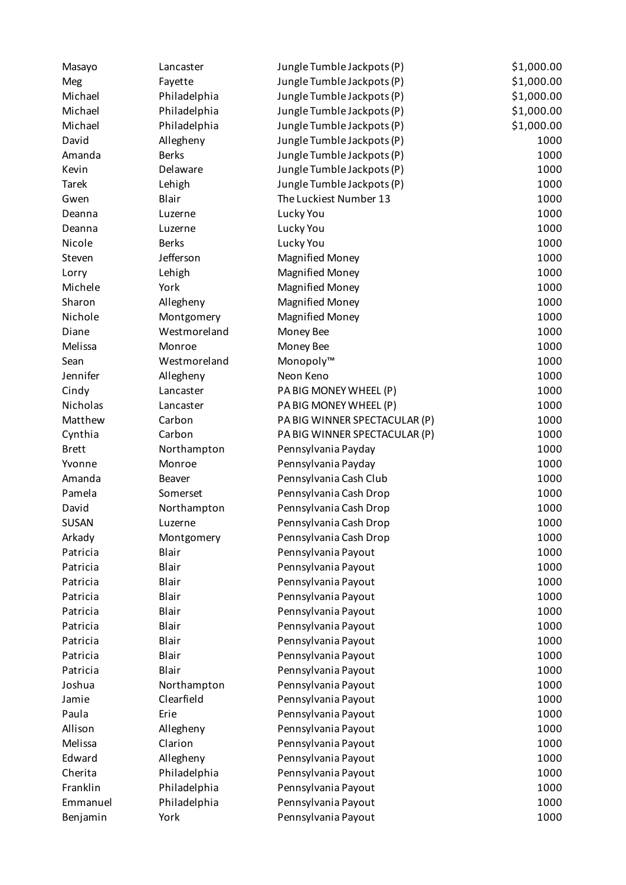| | | | |
|---|---|---|---|
| Masayo | Lancaster | Jungle Tumble Jackpots (P) | $1,000.00 |
| Meg | Fayette | Jungle Tumble Jackpots (P) | $1,000.00 |
| Michael | Philadelphia | Jungle Tumble Jackpots (P) | $1,000.00 |
| Michael | Philadelphia | Jungle Tumble Jackpots (P) | $1,000.00 |
| Michael | Philadelphia | Jungle Tumble Jackpots (P) | $1,000.00 |
| David | Allegheny | Jungle Tumble Jackpots (P) | 1000 |
| Amanda | Berks | Jungle Tumble Jackpots (P) | 1000 |
| Kevin | Delaware | Jungle Tumble Jackpots (P) | 1000 |
| Tarek | Lehigh | Jungle Tumble Jackpots (P) | 1000 |
| Gwen | Blair | The Luckiest Number 13 | 1000 |
| Deanna | Luzerne | Lucky You | 1000 |
| Deanna | Luzerne | Lucky You | 1000 |
| Nicole | Berks | Lucky You | 1000 |
| Steven | Jefferson | Magnified Money | 1000 |
| Lorry | Lehigh | Magnified Money | 1000 |
| Michele | York | Magnified Money | 1000 |
| Sharon | Allegheny | Magnified Money | 1000 |
| Nichole | Montgomery | Magnified Money | 1000 |
| Diane | Westmoreland | Money Bee | 1000 |
| Melissa | Monroe | Money Bee | 1000 |
| Sean | Westmoreland | Monopoly™ | 1000 |
| Jennifer | Allegheny | Neon Keno | 1000 |
| Cindy | Lancaster | PA BIG MONEY WHEEL (P) | 1000 |
| Nicholas | Lancaster | PA BIG MONEY WHEEL (P) | 1000 |
| Matthew | Carbon | PA BIG WINNER SPECTACULAR (P) | 1000 |
| Cynthia | Carbon | PA BIG WINNER SPECTACULAR (P) | 1000 |
| Brett | Northampton | Pennsylvania Payday | 1000 |
| Yvonne | Monroe | Pennsylvania Payday | 1000 |
| Amanda | Beaver | Pennsylvania Cash Club | 1000 |
| Pamela | Somerset | Pennsylvania Cash Drop | 1000 |
| David | Northampton | Pennsylvania Cash Drop | 1000 |
| SUSAN | Luzerne | Pennsylvania Cash Drop | 1000 |
| Arkady | Montgomery | Pennsylvania Cash Drop | 1000 |
| Patricia | Blair | Pennsylvania Payout | 1000 |
| Patricia | Blair | Pennsylvania Payout | 1000 |
| Patricia | Blair | Pennsylvania Payout | 1000 |
| Patricia | Blair | Pennsylvania Payout | 1000 |
| Patricia | Blair | Pennsylvania Payout | 1000 |
| Patricia | Blair | Pennsylvania Payout | 1000 |
| Patricia | Blair | Pennsylvania Payout | 1000 |
| Patricia | Blair | Pennsylvania Payout | 1000 |
| Patricia | Blair | Pennsylvania Payout | 1000 |
| Joshua | Northampton | Pennsylvania Payout | 1000 |
| Jamie | Clearfield | Pennsylvania Payout | 1000 |
| Paula | Erie | Pennsylvania Payout | 1000 |
| Allison | Allegheny | Pennsylvania Payout | 1000 |
| Melissa | Clarion | Pennsylvania Payout | 1000 |
| Edward | Allegheny | Pennsylvania Payout | 1000 |
| Cherita | Philadelphia | Pennsylvania Payout | 1000 |
| Franklin | Philadelphia | Pennsylvania Payout | 1000 |
| Emmanuel | Philadelphia | Pennsylvania Payout | 1000 |
| Benjamin | York | Pennsylvania Payout | 1000 |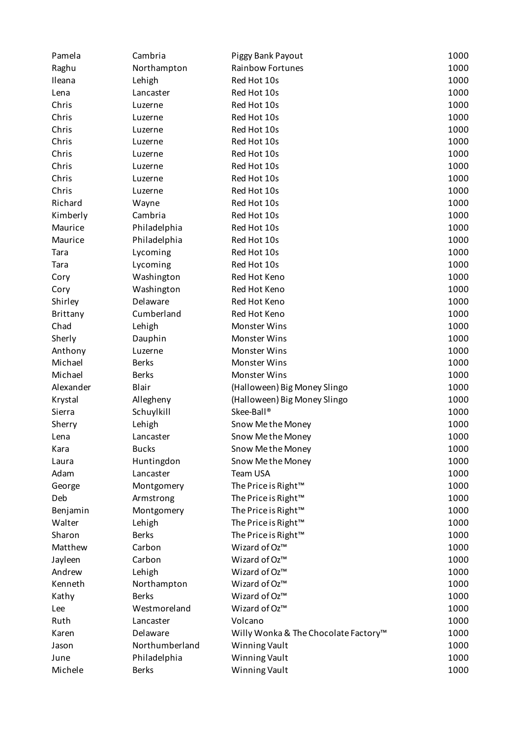| | | | |
|---|---|---|---|
| Pamela | Cambria | Piggy Bank Payout | 1000 |
| Raghu | Northampton | Rainbow Fortunes | 1000 |
| Ileana | Lehigh | Red Hot 10s | 1000 |
| Lena | Lancaster | Red Hot 10s | 1000 |
| Chris | Luzerne | Red Hot 10s | 1000 |
| Chris | Luzerne | Red Hot 10s | 1000 |
| Chris | Luzerne | Red Hot 10s | 1000 |
| Chris | Luzerne | Red Hot 10s | 1000 |
| Chris | Luzerne | Red Hot 10s | 1000 |
| Chris | Luzerne | Red Hot 10s | 1000 |
| Chris | Luzerne | Red Hot 10s | 1000 |
| Chris | Luzerne | Red Hot 10s | 1000 |
| Richard | Wayne | Red Hot 10s | 1000 |
| Kimberly | Cambria | Red Hot 10s | 1000 |
| Maurice | Philadelphia | Red Hot 10s | 1000 |
| Maurice | Philadelphia | Red Hot 10s | 1000 |
| Tara | Lycoming | Red Hot 10s | 1000 |
| Tara | Lycoming | Red Hot 10s | 1000 |
| Cory | Washington | Red Hot Keno | 1000 |
| Cory | Washington | Red Hot Keno | 1000 |
| Shirley | Delaware | Red Hot Keno | 1000 |
| Brittany | Cumberland | Red Hot Keno | 1000 |
| Chad | Lehigh | Monster Wins | 1000 |
| Sherly | Dauphin | Monster Wins | 1000 |
| Anthony | Luzerne | Monster Wins | 1000 |
| Michael | Berks | Monster Wins | 1000 |
| Michael | Berks | Monster Wins | 1000 |
| Alexander | Blair | (Halloween) Big Money Slingo | 1000 |
| Krystal | Allegheny | (Halloween) Big Money Slingo | 1000 |
| Sierra | Schuylkill | Skee-Ball® | 1000 |
| Sherry | Lehigh | Snow Me the Money | 1000 |
| Lena | Lancaster | Snow Me the Money | 1000 |
| Kara | Bucks | Snow Me the Money | 1000 |
| Laura | Huntingdon | Snow Me the Money | 1000 |
| Adam | Lancaster | Team USA | 1000 |
| George | Montgomery | The Price is Right™ | 1000 |
| Deb | Armstrong | The Price is Right™ | 1000 |
| Benjamin | Montgomery | The Price is Right™ | 1000 |
| Walter | Lehigh | The Price is Right™ | 1000 |
| Sharon | Berks | The Price is Right™ | 1000 |
| Matthew | Carbon | Wizard of Oz™ | 1000 |
| Jayleen | Carbon | Wizard of Oz™ | 1000 |
| Andrew | Lehigh | Wizard of Oz™ | 1000 |
| Kenneth | Northampton | Wizard of Oz™ | 1000 |
| Kathy | Berks | Wizard of Oz™ | 1000 |
| Lee | Westmoreland | Wizard of Oz™ | 1000 |
| Ruth | Lancaster | Volcano | 1000 |
| Karen | Delaware | Willy Wonka & The Chocolate Factory™ | 1000 |
| Jason | Northumberland | Winning Vault | 1000 |
| June | Philadelphia | Winning Vault | 1000 |
| Michele | Berks | Winning Vault | 1000 |